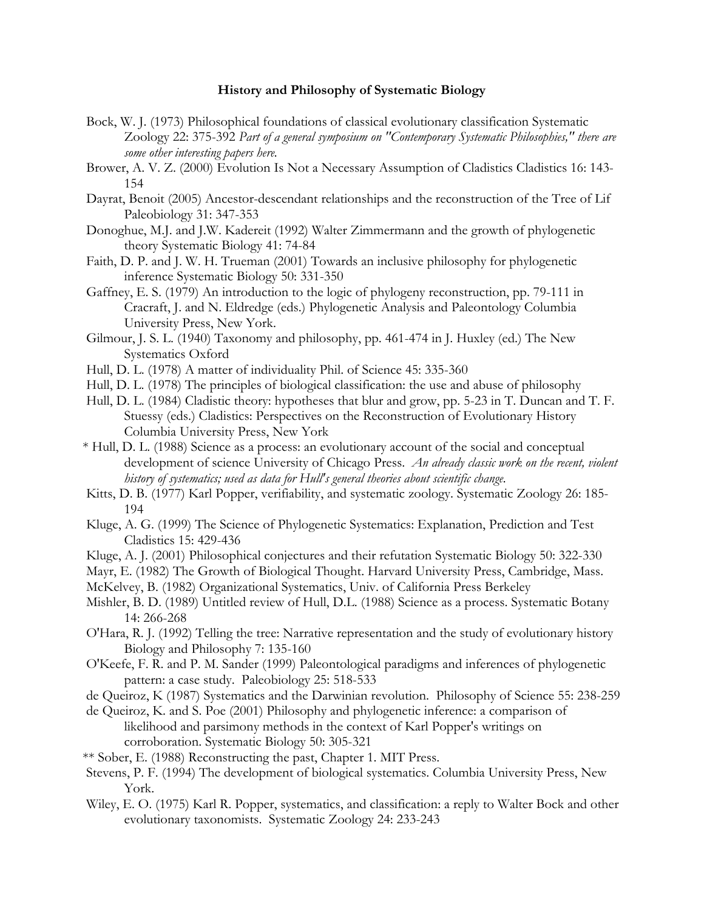**History and Philosophy of Systematic Biology**

Bock, W. J. (1973) Philosophical foundations of classical evolutionary classification Systematic Zoology 22: 375-392 *Part of a general symposium on "Contemporary Systematic Philosophies," there are some other interesting papers here.*

Brower, A. V. Z. (2000) Evolution Is Not a Necessary Assumption of Cladistics Cladistics 16: 143-154

Dayrat, Benoit (2005) Ancestor-descendant relationships and the reconstruction of the Tree of Lif Paleobiology 31: 347-353

Donoghue, M.J. and J.W. Kadereit (1992) Walter Zimmermann and the growth of phylogenetic theory Systematic Biology 41: 74-84

Faith, D. P. and J. W. H. Trueman (2001) Towards an inclusive philosophy for phylogenetic inference Systematic Biology 50: 331-350

Gaffney, E. S. (1979) An introduction to the logic of phylogeny reconstruction, pp. 79-111 in Cracraft, J. and N. Eldredge (eds.) Phylogenetic Analysis and Paleontology Columbia University Press, New York.

Gilmour, J. S. L. (1940) Taxonomy and philosophy, pp. 461-474 in J. Huxley (ed.) The New Systematics Oxford

Hull, D. L. (1978) A matter of individuality Phil. of Science 45: 335-360

Hull, D. L. (1978) The principles of biological classification: the use and abuse of philosophy

Hull, D. L. (1984) Cladistic theory: hypotheses that blur and grow, pp. 5-23 in T. Duncan and T. F. Stuessy (eds.) Cladistics: Perspectives on the Reconstruction of Evolutionary History Columbia University Press, New York

\* Hull, D. L. (1988) Science as a process: an evolutionary account of the social and conceptual development of science University of Chicago Press. *An already classic work on the recent, violent history of systematics; used as data for Hull's general theories about scientific change.*

Kitts, D. B. (1977) Karl Popper, verifiability, and systematic zoology. Systematic Zoology 26: 185-194

Kluge, A. G. (1999) The Science of Phylogenetic Systematics: Explanation, Prediction and Test Cladistics 15: 429-436

Kluge, A. J. (2001) Philosophical conjectures and their refutation Systematic Biology 50: 322-330

Mayr, E. (1982) The Growth of Biological Thought. Harvard University Press, Cambridge, Mass.

McKelvey, B. (1982) Organizational Systematics, Univ. of California Press Berkeley

Mishler, B. D. (1989) Untitled review of Hull, D.L. (1988) Science as a process. Systematic Botany 14: 266-268

O'Hara, R. J. (1992) Telling the tree: Narrative representation and the study of evolutionary history Biology and Philosophy 7: 135-160

O'Keefe, F. R. and P. M. Sander (1999) Paleontological paradigms and inferences of phylogenetic pattern: a case study. Paleobiology 25: 518-533

de Queiroz, K (1987) Systematics and the Darwinian revolution. Philosophy of Science 55: 238-259

de Queiroz, K. and S. Poe (2001) Philosophy and phylogenetic inference: a comparison of likelihood and parsimony methods in the context of Karl Popper's writings on corroboration. Systematic Biology 50: 305-321

\*\* Sober, E. (1988) Reconstructing the past, Chapter 1. MIT Press.

Stevens, P. F. (1994) The development of biological systematics. Columbia University Press, New York.

Wiley, E. O. (1975) Karl R. Popper, systematics, and classification: a reply to Walter Bock and other evolutionary taxonomists. Systematic Zoology 24: 233-243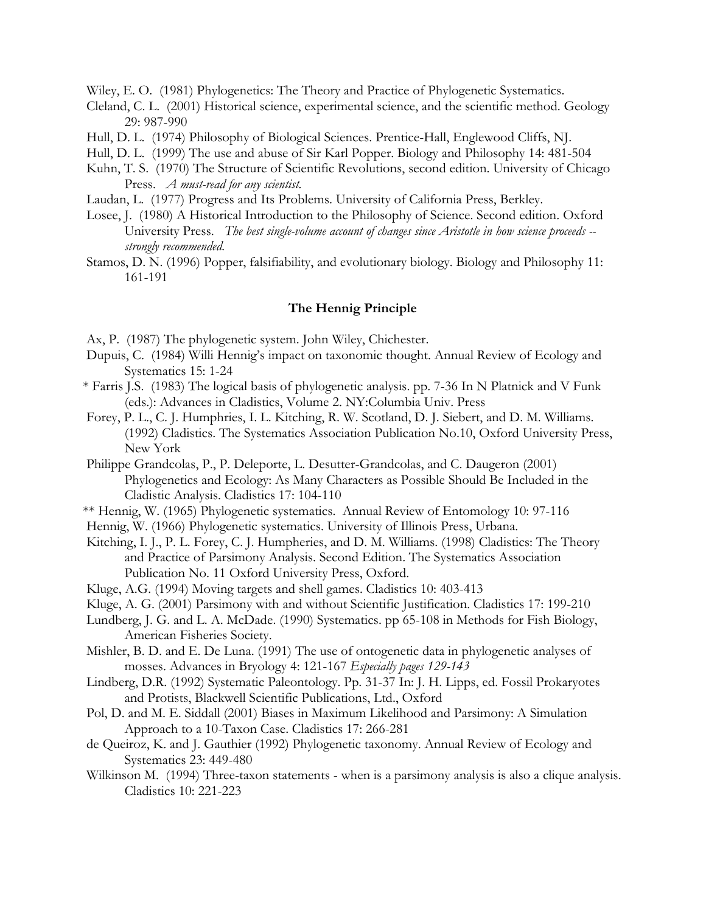Wiley, E. O. (1981) Phylogenetics: The Theory and Practice of Phylogenetic Systematics.

Cleland, C. L. (2001) Historical science, experimental science, and the scientific method. Geology 29: 987-990

Hull, D. L. (1974) Philosophy of Biological Sciences. Prentice-Hall, Englewood Cliffs, NJ.

Hull, D. L. (1999) The use and abuse of Sir Karl Popper. Biology and Philosophy 14: 481-504

Kuhn, T. S. (1970) The Structure of Scientific Revolutions, second edition. University of Chicago Press. *A must-read for any scientist.*

Laudan, L. (1977) Progress and Its Problems. University of California Press, Berkley.

Losee, J. (1980) A Historical Introduction to the Philosophy of Science. Second edition. Oxford University Press. *The best single-volume account of changes since Aristotle in how science proceeds -- strongly recommended.*

Stamos, D. N. (1996) Popper, falsifiability, and evolutionary biology. Biology and Philosophy 11: 161-191

## The Hennig Principle

Ax, P. (1987) The phylogenetic system. John Wiley, Chichester.

Dupuis, C. (1984) Willi Hennig's impact on taxonomic thought. Annual Review of Ecology and Systematics 15: 1-24

\* Farris J.S. (1983) The logical basis of phylogenetic analysis. pp. 7-36 In N Platnick and V Funk (eds.): Advances in Cladistics, Volume 2. NY:Columbia Univ. Press

Forey, P. L., C. J. Humphries, I. L. Kitching, R. W. Scotland, D. J. Siebert, and D. M. Williams. (1992) Cladistics. The Systematics Association Publication No.10, Oxford University Press, New York

Philippe Grandcolas, P., P. Deleporte, L. Desutter-Grandcolas, and C. Daugeron (2001) Phylogenetics and Ecology: As Many Characters as Possible Should Be Included in the Cladistic Analysis. Cladistics 17: 104-110

\*\* Hennig, W. (1965) Phylogenetic systematics. Annual Review of Entomology 10: 97-116

Hennig, W. (1966) Phylogenetic systematics. University of Illinois Press, Urbana.

Kitching, I. J., P. L. Forey, C. J. Humpheries, and D. M. Williams. (1998) Cladistics: The Theory and Practice of Parsimony Analysis. Second Edition. The Systematics Association Publication No. 11 Oxford University Press, Oxford.

Kluge, A.G. (1994) Moving targets and shell games. Cladistics 10: 403-413

Kluge, A. G. (2001) Parsimony with and without Scientific Justification. Cladistics 17: 199-210

Lundberg, J. G. and L. A. McDade. (1990) Systematics. pp 65-108 in Methods for Fish Biology, American Fisheries Society.

Mishler, B. D. and E. De Luna. (1991) The use of ontogenetic data in phylogenetic analyses of mosses. Advances in Bryology 4: 121-167 *Especially pages 129-143*

Lindberg, D.R. (1992) Systematic Paleontology. Pp. 31-37 In: J. H. Lipps, ed. Fossil Prokaryotes and Protists, Blackwell Scientific Publications, Ltd., Oxford

Pol, D. and M. E. Siddall (2001) Biases in Maximum Likelihood and Parsimony: A Simulation Approach to a 10-Taxon Case. Cladistics 17: 266-281

de Queiroz, K. and J. Gauthier (1992) Phylogenetic taxonomy. Annual Review of Ecology and Systematics 23: 449-480

Wilkinson M. (1994) Three-taxon statements - when is a parsimony analysis is also a clique analysis. Cladistics 10: 221-223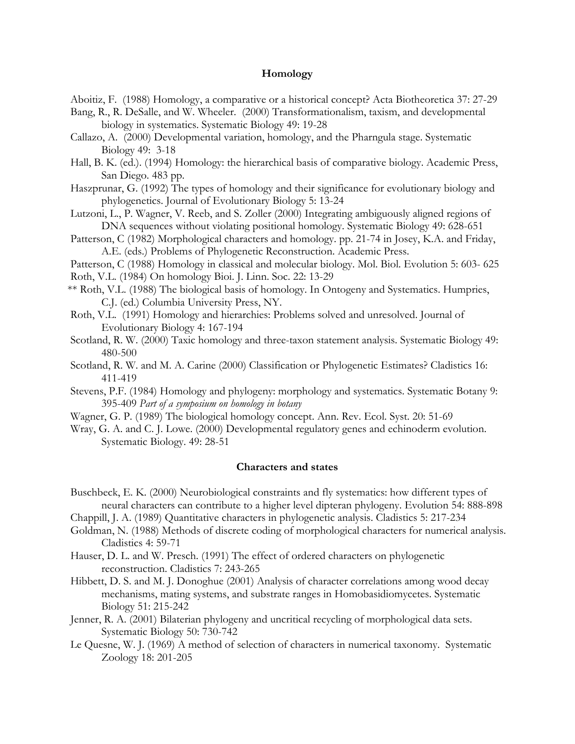## Homology

Aboitiz, F. (1988) Homology, a comparative or a historical concept? Acta Biotheoretica 37: 27-29

Bang, R., R. DeSalle, and W. Wheeler. (2000) Transformationalism, taxism, and developmental biology in systematics. Systematic Biology 49: 19-28

Callazo, A. (2000) Developmental variation, homology, and the Pharngula stage. Systematic Biology 49: 3-18

Hall, B. K. (ed.). (1994) Homology: the hierarchical basis of comparative biology. Academic Press, San Diego. 483 pp.

Haszprunar, G. (1992) The types of homology and their significance for evolutionary biology and phylogenetics. Journal of Evolutionary Biology 5: 13-24

Lutzoni, L., P. Wagner, V. Reeb, and S. Zoller (2000) Integrating ambiguously aligned regions of DNA sequences without violating positional homology. Systematic Biology 49: 628-651

Patterson, C (1982) Morphological characters and homology. pp. 21-74 in Josey, K.A. and Friday, A.E. (eds.) Problems of Phylogenetic Reconstruction. Academic Press.

Patterson, C (1988) Homology in classical and molecular biology. Mol. Biol. Evolution 5: 603- 625

Roth, V.L. (1984) On homology Bioi. J. Linn. Soc. 22: 13-29

** Roth, V.L. (1988) The biological basis of homology. In Ontogeny and Systematics. Humpries, C.J. (ed.) Columbia University Press, NY.

Roth, V.L. (1991) Homology and hierarchies: Problems solved and unresolved. Journal of Evolutionary Biology 4: 167-194

Scotland, R. W. (2000) Taxic homology and three-taxon statement analysis. Systematic Biology 49: 480-500

Scotland, R. W. and M. A. Carine (2000) Classification or Phylogenetic Estimates? Cladistics 16: 411-419

Stevens, P.F. (1984) Homology and phylogeny: morphology and systematics. Systematic Botany 9: 395-409 *Part of a symposium on homology in botany*

Wagner, G. P. (1989) The biological homology concept. Ann. Rev. Ecol. Syst. 20: 51-69

Wray, G. A. and C. J. Lowe. (2000) Developmental regulatory genes and echinoderm evolution. Systematic Biology. 49: 28-51

## Characters and states

Buschbeck, E. K. (2000) Neurobiological constraints and fly systematics: how different types of neural characters can contribute to a higher level dipteran phylogeny. Evolution 54: 888-898

Chappill, J. A. (1989) Quantitative characters in phylogenetic analysis. Cladistics 5: 217-234

Goldman, N. (1988) Methods of discrete coding of morphological characters for numerical analysis. Cladistics 4: 59-71

Hauser, D. L. and W. Presch. (1991) The effect of ordered characters on phylogenetic reconstruction. Cladistics 7: 243-265

Hibbett, D. S. and M. J. Donoghue (2001) Analysis of character correlations among wood decay mechanisms, mating systems, and substrate ranges in Homobasidiomycetes. Systematic Biology 51: 215-242

Jenner, R. A. (2001) Bilaterian phylogeny and uncritical recycling of morphological data sets. Systematic Biology 50: 730-742

Le Quesne, W. J. (1969) A method of selection of characters in numerical taxonomy. Systematic Zoology 18: 201-205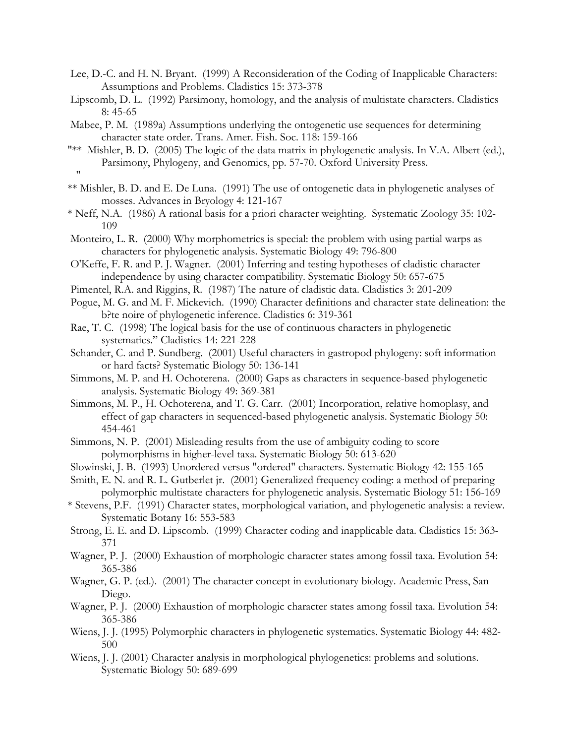Lee, D.-C. and H. N. Bryant. (1999) A Reconsideration of the Coding of Inapplicable Characters: Assumptions and Problems. Cladistics 15: 373-378

Lipscomb, D. L. (1992) Parsimony, homology, and the analysis of multistate characters. Cladistics 8: 45-65

Mabee, P. M. (1989a) Assumptions underlying the ontogenetic use sequences for determining character state order. Trans. Amer. Fish. Soc. 118: 159-166

"** Mishler, B. D. (2005) The logic of the data matrix in phylogenetic analysis. In V.A. Albert (ed.), Parsimony, Phylogeny, and Genomics, pp. 57-70. Oxford University Press.
"

** Mishler, B. D. and E. De Luna. (1991) The use of ontogenetic data in phylogenetic analyses of mosses. Advances in Bryology 4: 121-167

* Neff, N.A. (1986) A rational basis for a priori character weighting. Systematic Zoology 35: 102-109

Monteiro, L. R. (2000) Why morphometrics is special: the problem with using partial warps as characters for phylogenetic analysis. Systematic Biology 49: 796-800

O'Keffe, F. R. and P. J. Wagner. (2001) Inferring and testing hypotheses of cladistic character independence by using character compatibility. Systematic Biology 50: 657-675

Pimentel, R.A. and Riggins, R. (1987) The nature of cladistic data. Cladistics 3: 201-209

Pogue, M. G. and M. F. Mickevich. (1990) Character definitions and character state delineation: the b?te noire of phylogenetic inference. Cladistics 6: 319-361

Rae, T. C. (1998) The logical basis for the use of continuous characters in phylogenetic systematics." Cladistics 14: 221-228

Schander, C. and P. Sundberg. (2001) Useful characters in gastropod phylogeny: soft information or hard facts? Systematic Biology 50: 136-141

Simmons, M. P. and H. Ochoterena. (2000) Gaps as characters in sequence-based phylogenetic analysis. Systematic Biology 49: 369-381

Simmons, M. P., H. Ochoterena, and T. G. Carr. (2001) Incorporation, relative homoplasy, and effect of gap characters in sequenced-based phylogenetic analysis. Systematic Biology 50: 454-461

Simmons, N. P. (2001) Misleading results from the use of ambiguity coding to score polymorphisms in higher-level taxa. Systematic Biology 50: 613-620

Slowinski, J. B. (1993) Unordered versus "ordered" characters. Systematic Biology 42: 155-165

Smith, E. N. and R. L. Gutberlet jr. (2001) Generalized frequency coding: a method of preparing polymorphic multistate characters for phylogenetic analysis. Systematic Biology 51: 156-169

* Stevens, P.F. (1991) Character states, morphological variation, and phylogenetic analysis: a review. Systematic Botany 16: 553-583

Strong, E. E. and D. Lipscomb. (1999) Character coding and inapplicable data. Cladistics 15: 363-371

Wagner, P. J. (2000) Exhaustion of morphologic character states among fossil taxa. Evolution 54: 365-386

Wagner, G. P. (ed.). (2001) The character concept in evolutionary biology. Academic Press, San Diego.

Wagner, P. J. (2000) Exhaustion of morphologic character states among fossil taxa. Evolution 54: 365-386

Wiens, J. J. (1995) Polymorphic characters in phylogenetic systematics. Systematic Biology 44: 482-500

Wiens, J. J. (2001) Character analysis in morphological phylogenetics: problems and solutions. Systematic Biology 50: 689-699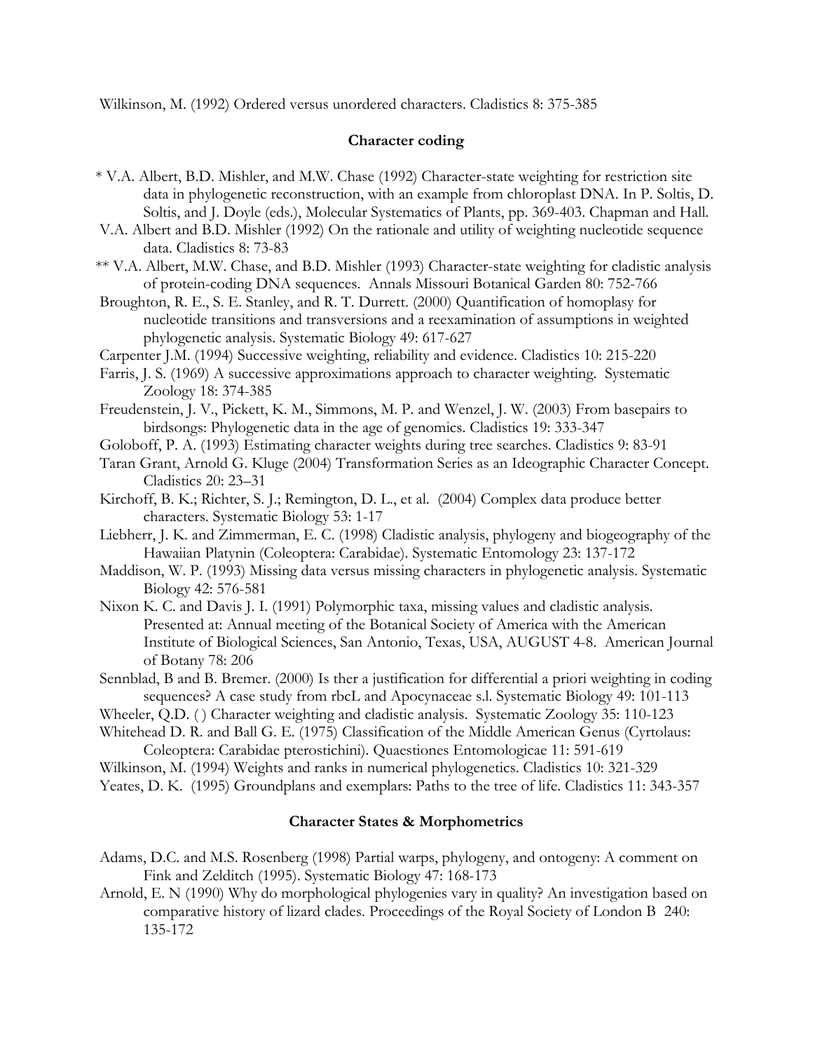Wilkinson, M. (1992) Ordered versus unordered characters. Cladistics 8: 375-385

## Character coding

* V.A. Albert, B.D. Mishler, and M.W. Chase (1992) Character-state weighting for restriction site data in phylogenetic reconstruction, with an example from chloroplast DNA. In P. Soltis, D. Soltis, and J. Doyle (eds.), Molecular Systematics of Plants, pp. 369-403. Chapman and Hall.

V.A. Albert and B.D. Mishler (1992) On the rationale and utility of weighting nucleotide sequence data. Cladistics 8: 73-83

** V.A. Albert, M.W. Chase, and B.D. Mishler (1993) Character-state weighting for cladistic analysis of protein-coding DNA sequences. Annals Missouri Botanical Garden 80: 752-766

Broughton, R. E., S. E. Stanley, and R. T. Durrett. (2000) Quantification of homoplasy for nucleotide transitions and transversions and a reexamination of assumptions in weighted phylogenetic analysis. Systematic Biology 49: 617-627

Carpenter J.M. (1994) Successive weighting, reliability and evidence. Cladistics 10: 215-220

Farris, J. S. (1969) A successive approximations approach to character weighting. Systematic Zoology 18: 374-385

Freudenstein, J. V., Pickett, K. M., Simmons, M. P. and Wenzel, J. W. (2003) From basepairs to birdsongs: Phylogenetic data in the age of genomics. Cladistics 19: 333-347

Goloboff, P. A. (1993) Estimating character weights during tree searches. Cladistics 9: 83-91

Taran Grant, Arnold G. Kluge (2004) Transformation Series as an Ideographic Character Concept. Cladistics 20: 23–31

Kirchoff, B. K.; Richter, S. J.; Remington, D. L., et al. (2004) Complex data produce better characters. Systematic Biology 53: 1-17

Liebherr, J. K. and Zimmerman, E. C. (1998) Cladistic analysis, phylogeny and biogeography of the Hawaiian Platynin (Coleoptera: Carabidae). Systematic Entomology 23: 137-172

Maddison, W. P. (1993) Missing data versus missing characters in phylogenetic analysis. Systematic Biology 42: 576-581

Nixon K. C. and Davis J. I. (1991) Polymorphic taxa, missing values and cladistic analysis. Presented at: Annual meeting of the Botanical Society of America with the American Institute of Biological Sciences, San Antonio, Texas, USA, AUGUST 4-8. American Journal of Botany 78: 206

Sennblad, B and B. Bremer. (2000) Is ther a justification for differential a priori weighting in coding sequences? A case study from rbcL and Apocynaceae s.l. Systematic Biology 49: 101-113

Wheeler, Q.D. ( ) Character weighting and cladistic analysis. Systematic Zoology 35: 110-123

Whitehead D. R. and Ball G. E. (1975) Classification of the Middle American Genus (Cyrtolaus: Coleoptera: Carabidae pterostichini). Quaestiones Entomologicae 11: 591-619

Wilkinson, M. (1994) Weights and ranks in numerical phylogenetics. Cladistics 10: 321-329

Yeates, D. K. (1995) Groundplans and exemplars: Paths to the tree of life. Cladistics 11: 343-357

## Character States & Morphometrics

Adams, D.C. and M.S. Rosenberg (1998) Partial warps, phylogeny, and ontogeny: A comment on Fink and Zelditch (1995). Systematic Biology 47: 168-173

Arnold, E. N (1990) Why do morphological phylogenies vary in quality? An investigation based on comparative history of lizard clades. Proceedings of the Royal Society of London B 240: 135-172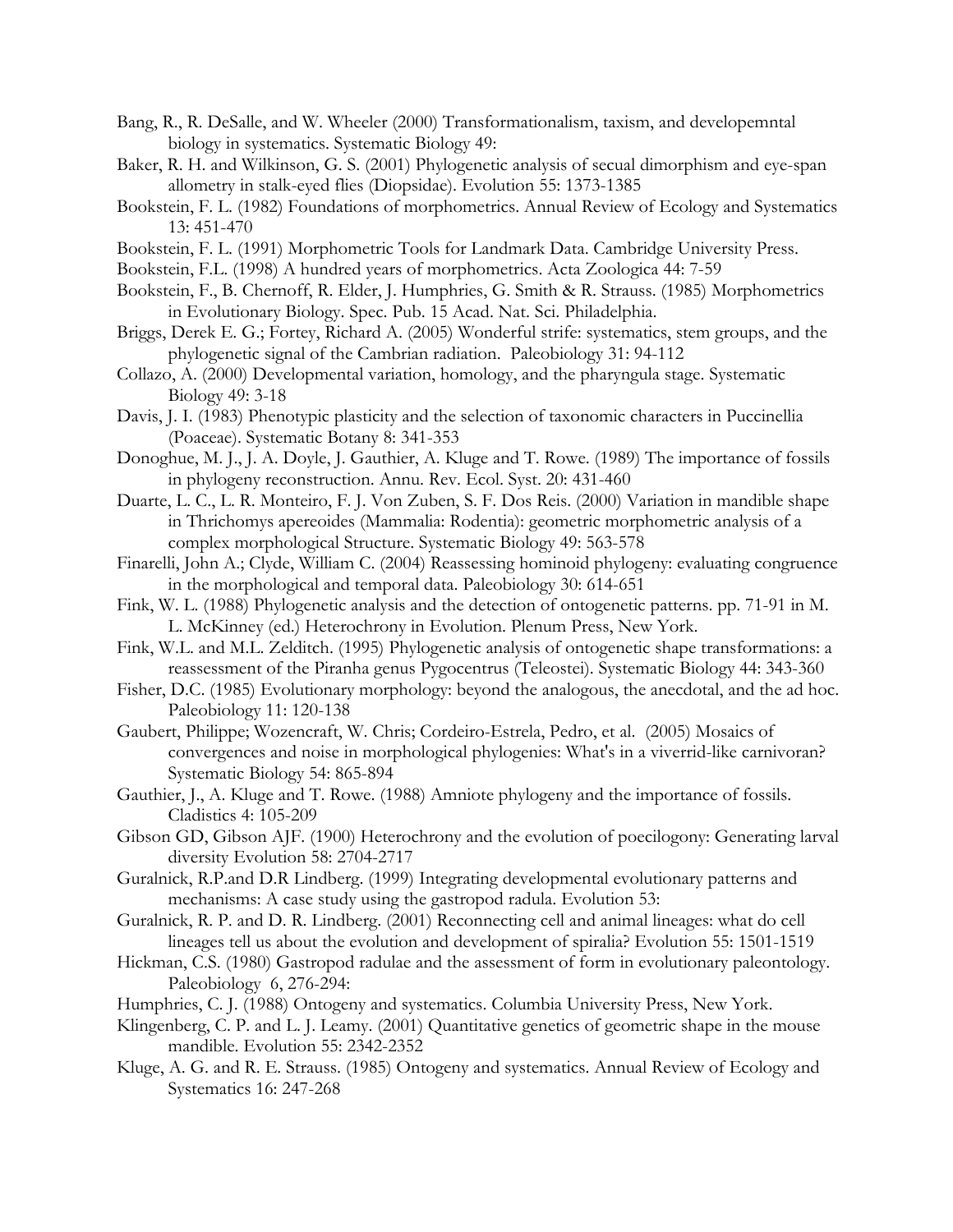Bang, R., R. DeSalle, and W. Wheeler (2000) Transformationalism, taxism, and developemnntal biology in systematics. Systematic Biology 49:

Baker, R. H. and Wilkinson, G. S. (2001) Phylogenetic analysis of secual dimorphism and eye-span allometry in stalk-eyed flies (Diopsidae). Evolution 55: 1373-1385

Bookstein, F. L. (1982) Foundations of morphometrics. Annual Review of Ecology and Systematics 13: 451-470

Bookstein, F. L. (1991) Morphometric Tools for Landmark Data. Cambridge University Press.

Bookstein, F.L. (1998) A hundred years of morphometrics. Acta Zoologica 44: 7-59

Bookstein, F., B. Chernoff, R. Elder, J. Humphries, G. Smith & R. Strauss. (1985) Morphometrics in Evolutionary Biology. Spec. Pub. 15 Acad. Nat. Sci. Philadelphia.

Briggs, Derek E. G.; Fortey, Richard A. (2005) Wonderful strife: systematics, stem groups, and the phylogenetic signal of the Cambrian radiation. Paleobiology 31: 94-112

Collazo, A. (2000) Developmental variation, homology, and the pharyngula stage. Systematic Biology 49: 3-18

Davis, J. I. (1983) Phenotypic plasticity and the selection of taxonomic characters in Puccinellia (Poaceae). Systematic Botany 8: 341-353

Donoghue, M. J., J. A. Doyle, J. Gauthier, A. Kluge and T. Rowe. (1989) The importance of fossils in phylogeny reconstruction. Annu. Rev. Ecol. Syst. 20: 431-460

Duarte, L. C., L. R. Monteiro, F. J. Von Zuben, S. F. Dos Reis. (2000) Variation in mandible shape in Thrichomys apereoides (Mammalia: Rodentia): geometric morphometric analysis of a complex morphological Structure. Systematic Biology 49: 563-578

Finarelli, John A.; Clyde, William C. (2004) Reassessing hominoid phylogeny: evaluating congruence in the morphological and temporal data. Paleobiology 30: 614-651

Fink, W. L. (1988) Phylogenetic analysis and the detection of ontogenetic patterns. pp. 71-91 in M. L. McKinney (ed.) Heterochrony in Evolution. Plenum Press, New York.

Fink, W.L. and M.L. Zelditch. (1995) Phylogenetic analysis of ontogenetic shape transformations: a reassessment of the Piranha genus Pygocentrus (Teleostei). Systematic Biology 44: 343-360

Fisher, D.C. (1985) Evolutionary morphology: beyond the analogous, the anecdotal, and the ad hoc. Paleobiology 11: 120-138

Gaubert, Philippe; Wozencraft, W. Chris; Cordeiro-Estrela, Pedro, et al. (2005) Mosaics of convergences and noise in morphological phylogenies: What's in a viverrid-like carnivoran? Systematic Biology 54: 865-894

Gauthier, J., A. Kluge and T. Rowe. (1988) Amniote phylogeny and the importance of fossils. Cladistics 4: 105-209

Gibson GD, Gibson AJF. (1900) Heterochrony and the evolution of poecilogony: Generating larval diversity Evolution 58: 2704-2717

Guralnick, R.P.and D.R Lindberg. (1999) Integrating developmental evolutionary patterns and mechanisms: A case study using the gastropod radula. Evolution 53:

Guralnick, R. P. and D. R. Lindberg. (2001) Reconnecting cell and animal lineages: what do cell lineages tell us about the evolution and development of spiralia? Evolution 55: 1501-1519

Hickman, C.S. (1980) Gastropod radulae and the assessment of form in evolutionary paleontology. Paleobiology 6, 276-294:

Humphries, C. J. (1988) Ontogeny and systematics. Columbia University Press, New York.

Klingenberg, C. P. and L. J. Leamy. (2001) Quantitative genetics of geometric shape in the mouse mandible. Evolution 55: 2342-2352

Kluge, A. G. and R. E. Strauss. (1985) Ontogeny and systematics. Annual Review of Ecology and Systematics 16: 247-268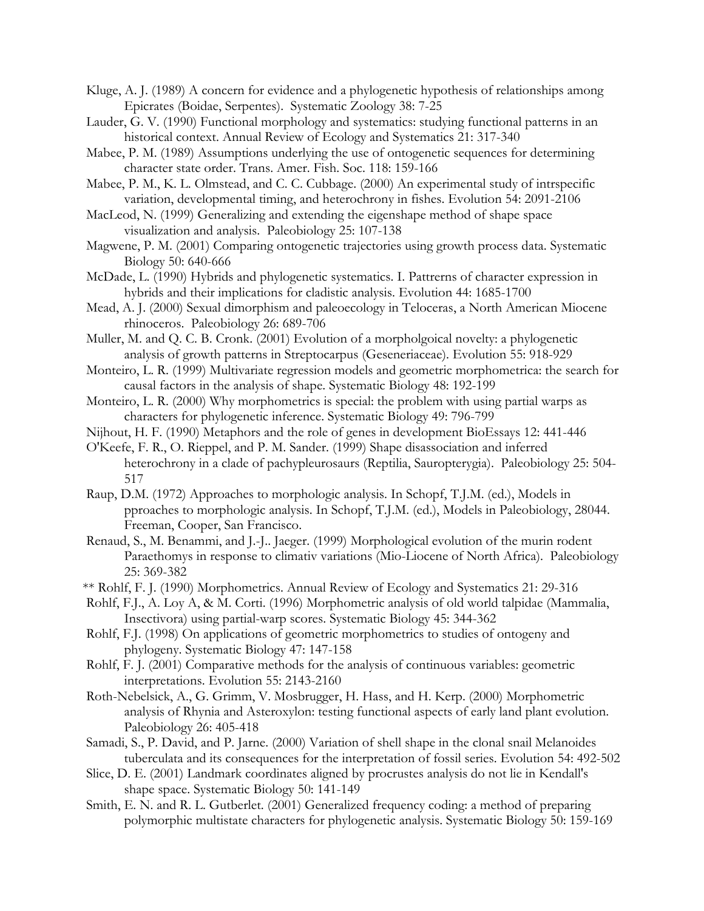Kluge, A. J. (1989) A concern for evidence and a phylogenetic hypothesis of relationships among Epicrates (Boidae, Serpentes). Systematic Zoology 38: 7-25

Lauder, G. V. (1990) Functional morphology and systematics: studying functional patterns in an historical context. Annual Review of Ecology and Systematics 21: 317-340

Mabee, P. M. (1989) Assumptions underlying the use of ontogenetic sequences for determining character state order. Trans. Amer. Fish. Soc. 118: 159-166

Mabee, P. M., K. L. Olmstead, and C. C. Cubbage. (2000) An experimental study of intrspecific variation, developmental timing, and heterochrony in fishes. Evolution 54: 2091-2106

MacLeod, N. (1999) Generalizing and extending the eigenshape method of shape space visualization and analysis. Paleobiology 25: 107-138

Magwene, P. M. (2001) Comparing ontogenetic trajectories using growth process data. Systematic Biology 50: 640-666

McDade, L. (1990) Hybrids and phylogenetic systematics. I. Pattrerns of character expression in hybrids and their implications for cladistic analysis. Evolution 44: 1685-1700

Mead, A. J. (2000) Sexual dimorphism and paleoecology in Teloceras, a North American Miocene rhinoceros. Paleobiology 26: 689-706

Muller, M. and Q. C. B. Cronk. (2001) Evolution of a morpholgoical novelty: a phylogenetic analysis of growth patterns in Streptocarpus (Geseneriaceae). Evolution 55: 918-929

Monteiro, L. R. (1999) Multivariate regression models and geometric morphometrica: the search for causal factors in the analysis of shape. Systematic Biology 48: 192-199

Monteiro, L. R. (2000) Why morphometrics is special: the problem with using partial warps as characters for phylogenetic inference. Systematic Biology 49: 796-799

Nijhout, H. F. (1990) Metaphors and the role of genes in development BioEssays 12: 441-446

O'Keefe, F. R., O. Rieppel, and P. M. Sander. (1999) Shape disassociation and inferred heterochrony in a clade of pachypleurosaurs (Reptilia, Sauropterygia). Paleobiology 25: 504-517

Raup, D.M. (1972) Approaches to morphologic analysis. In Schopf, T.J.M. (ed.), Models in pproaches to morphologic analysis. In Schopf, T.J.M. (ed.), Models in Paleobiology, 28044. Freeman, Cooper, San Francisco.

Renaud, S., M. Benammi, and J.-J.. Jaeger. (1999) Morphological evolution of the murin rodent Paraethomys in response to climativ variations (Mio-Liocene of North Africa). Paleobiology 25: 369-382

** Rohlf, F. J. (1990) Morphometrics. Annual Review of Ecology and Systematics 21: 29-316

Rohlf, F.J., A. Loy A, & M. Corti. (1996) Morphometric analysis of old world talpidae (Mammalia, Insectivora) using partial-warp scores. Systematic Biology 45: 344-362

Rohlf, F.J. (1998) On applications of geometric morphometrics to studies of ontogeny and phylogeny. Systematic Biology 47: 147-158

Rohlf, F. J. (2001) Comparative methods for the analysis of continuous variables: geometric interpretations. Evolution 55: 2143-2160

Roth-Nebelsick, A., G. Grimm, V. Mosbrugger, H. Hass, and H. Kerp. (2000) Morphometric analysis of Rhynia and Asteroxylon: testing functional aspects of early land plant evolution. Paleobiology 26: 405-418

Samadi, S., P. David, and P. Jarne. (2000) Variation of shell shape in the clonal snail Melanoides tuberculata and its consequences for the interpretation of fossil series. Evolution 54: 492-502

Slice, D. E. (2001) Landmark coordinates aligned by procrustes analysis do not lie in Kendall's shape space. Systematic Biology 50: 141-149

Smith, E. N. and R. L. Gutberlet. (2001) Generalized frequency coding: a method of preparing polymorphic multistate characters for phylogenetic analysis. Systematic Biology 50: 159-169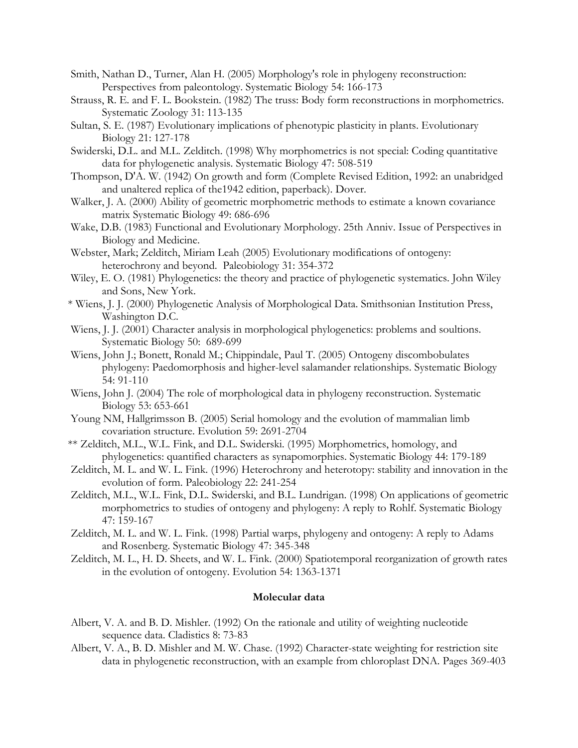Smith, Nathan D., Turner, Alan H. (2005) Morphology's role in phylogeny reconstruction: Perspectives from paleontology. Systematic Biology 54: 166-173

Strauss, R. E. and F. L. Bookstein. (1982) The truss: Body form reconstructions in morphometrics. Systematic Zoology 31: 113-135

Sultan, S. E. (1987) Evolutionary implications of phenotypic plasticity in plants. Evolutionary Biology 21: 127-178

Swiderski, D.L. and M.L. Zelditch. (1998) Why morphometrics is not special: Coding quantitative data for phylogenetic analysis. Systematic Biology 47: 508-519

Thompson, D'A. W. (1942) On growth and form (Complete Revised Edition, 1992: an unabridged and unaltered replica of the1942 edition, paperback). Dover.

Walker, J. A. (2000) Ability of geometric morphometric methods to estimate a known covariance matrix Systematic Biology 49: 686-696

Wake, D.B. (1983) Functional and Evolutionary Morphology. 25th Anniv. Issue of Perspectives in Biology and Medicine.

Webster, Mark; Zelditch, Miriam Leah (2005) Evolutionary modifications of ontogeny: heterochrony and beyond. Paleobiology 31: 354-372

Wiley, E. O. (1981) Phylogenetics: the theory and practice of phylogenetic systematics. John Wiley and Sons, New York.

* Wiens, J. J. (2000) Phylogenetic Analysis of Morphological Data. Smithsonian Institution Press, Washington D.C.

Wiens, J. J. (2001) Character analysis in morphological phylogenetics: problems and soultions. Systematic Biology 50: 689-699

Wiens, John J.; Bonett, Ronald M.; Chippindale, Paul T. (2005) Ontogeny discombobulates phylogeny: Paedomorphosis and higher-level salamander relationships. Systematic Biology 54: 91-110

Wiens, John J. (2004) The role of morphological data in phylogeny reconstruction. Systematic Biology 53: 653-661

Young NM, Hallgrimsson B. (2005) Serial homology and the evolution of mammalian limb covariation structure. Evolution 59: 2691-2704

** Zelditch, M.L., W.L. Fink, and D.L. Swiderski. (1995) Morphometrics, homology, and phylogenetics: quantified characters as synapomorphies. Systematic Biology 44: 179-189

Zelditch, M. L. and W. L. Fink. (1996) Heterochrony and heterotopy: stability and innovation in the evolution of form. Paleobiology 22: 241-254

Zelditch, M.L., W.L. Fink, D.L. Swiderski, and B.L. Lundrigan. (1998) On applications of geometric morphometrics to studies of ontogeny and phylogeny: A reply to Rohlf. Systematic Biology 47: 159-167

Zelditch, M. L. and W. L. Fink. (1998) Partial warps, phylogeny and ontogeny: A reply to Adams and Rosenberg. Systematic Biology 47: 345-348

Zelditch, M. L., H. D. Sheets, and W. L. Fink. (2000) Spatiotemporal reorganization of growth rates in the evolution of ontogeny. Evolution 54: 1363-1371

### Molecular data

Albert, V. A. and B. D. Mishler. (1992) On the rationale and utility of weighting nucleotide sequence data. Cladistics 8: 73-83

Albert, V. A., B. D. Mishler and M. W. Chase. (1992) Character-state weighting for restriction site data in phylogenetic reconstruction, with an example from chloroplast DNA. Pages 369-403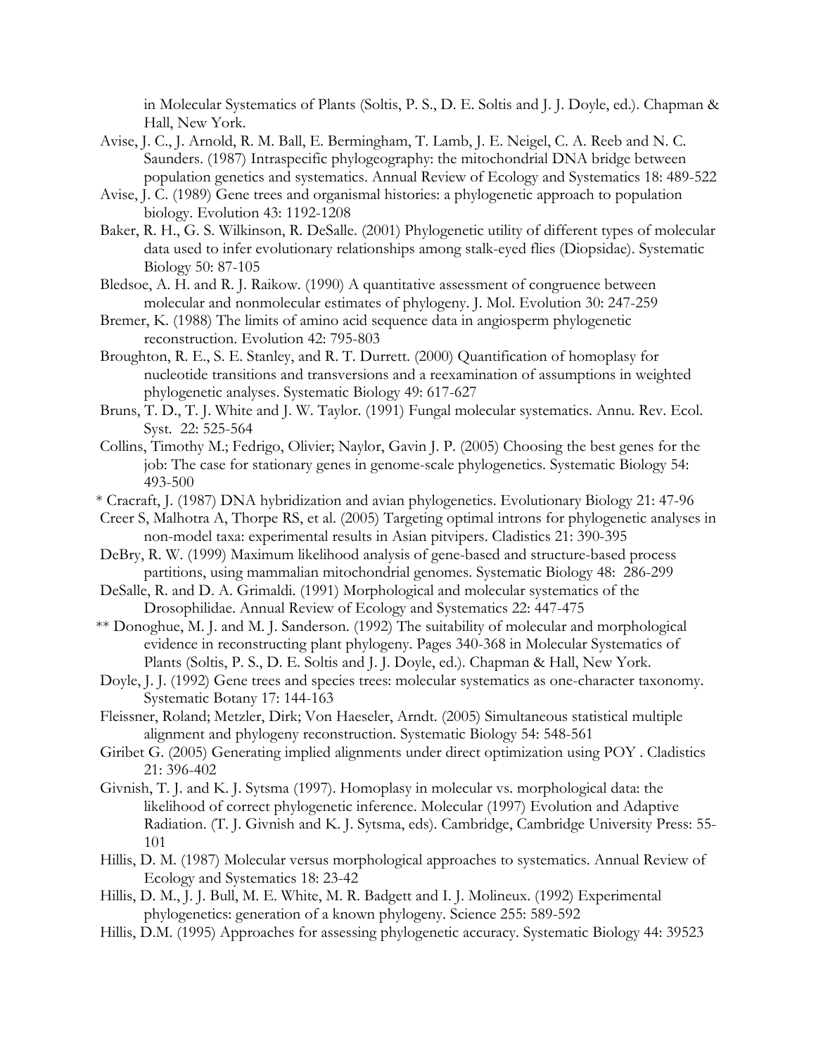in Molecular Systematics of Plants (Soltis, P. S., D. E. Soltis and J. J. Doyle, ed.). Chapman & Hall, New York.

Avise, J. C., J. Arnold, R. M. Ball, E. Bermingham, T. Lamb, J. E. Neigel, C. A. Reeb and N. C. Saunders. (1987) Intraspecific phylogeography: the mitochondrial DNA bridge between population genetics and systematics. Annual Review of Ecology and Systematics 18: 489-522

Avise, J. C. (1989) Gene trees and organismal histories: a phylogenetic approach to population biology. Evolution 43: 1192-1208

Baker, R. H., G. S. Wilkinson, R. DeSalle. (2001) Phylogenetic utility of different types of molecular data used to infer evolutionary relationships among stalk-eyed flies (Diopsidae). Systematic Biology 50: 87-105

Bledsoe, A. H. and R. J. Raikow. (1990) A quantitative assessment of congruence between molecular and nonmolecular estimates of phylogeny. J. Mol. Evolution 30: 247-259

Bremer, K. (1988) The limits of amino acid sequence data in angiosperm phylogenetic reconstruction. Evolution 42: 795-803

Broughton, R. E., S. E. Stanley, and R. T. Durrett. (2000) Quantification of homoplasy for nucleotide transitions and transversions and a reexamination of assumptions in weighted phylogenetic analyses. Systematic Biology 49: 617-627

Bruns, T. D., T. J. White and J. W. Taylor. (1991) Fungal molecular systematics. Annu. Rev. Ecol. Syst. 22: 525-564

Collins, Timothy M.; Fedrigo, Olivier; Naylor, Gavin J. P. (2005) Choosing the best genes for the job: The case for stationary genes in genome-scale phylogenetics. Systematic Biology 54: 493-500

* Cracraft, J. (1987) DNA hybridization and avian phylogenetics. Evolutionary Biology 21: 47-96

Creer S, Malhotra A, Thorpe RS, et al. (2005) Targeting optimal introns for phylogenetic analyses in non-model taxa: experimental results in Asian pitvipers. Cladistics 21: 390-395

DeBry, R. W. (1999) Maximum likelihood analysis of gene-based and structure-based process partitions, using mammalian mitochondrial genomes. Systematic Biology 48: 286-299

DeSalle, R. and D. A. Grimaldi. (1991) Morphological and molecular systematics of the Drosophilidae. Annual Review of Ecology and Systematics 22: 447-475

** Donoghue, M. J. and M. J. Sanderson. (1992) The suitability of molecular and morphological evidence in reconstructing plant phylogeny. Pages 340-368 in Molecular Systematics of Plants (Soltis, P. S., D. E. Soltis and J. J. Doyle, ed.). Chapman & Hall, New York.

Doyle, J. J. (1992) Gene trees and species trees: molecular systematics as one-character taxonomy. Systematic Botany 17: 144-163

Fleissner, Roland; Metzler, Dirk; Von Haeseler, Arndt. (2005) Simultaneous statistical multiple alignment and phylogeny reconstruction. Systematic Biology 54: 548-561

Giribet G. (2005) Generating implied alignments under direct optimization using POY . Cladistics 21: 396-402

Givnish, T. J. and K. J. Sytsma (1997). Homoplasy in molecular vs. morphological data: the likelihood of correct phylogenetic inference. Molecular (1997) Evolution and Adaptive Radiation. (T. J. Givnish and K. J. Sytsma, eds). Cambridge, Cambridge University Press: 55-101

Hillis, D. M. (1987) Molecular versus morphological approaches to systematics. Annual Review of Ecology and Systematics 18: 23-42

Hillis, D. M., J. J. Bull, M. E. White, M. R. Badgett and I. J. Molineux. (1992) Experimental phylogenetics: generation of a known phylogeny. Science 255: 589-592

Hillis, D.M. (1995) Approaches for assessing phylogenetic accuracy. Systematic Biology 44: 39523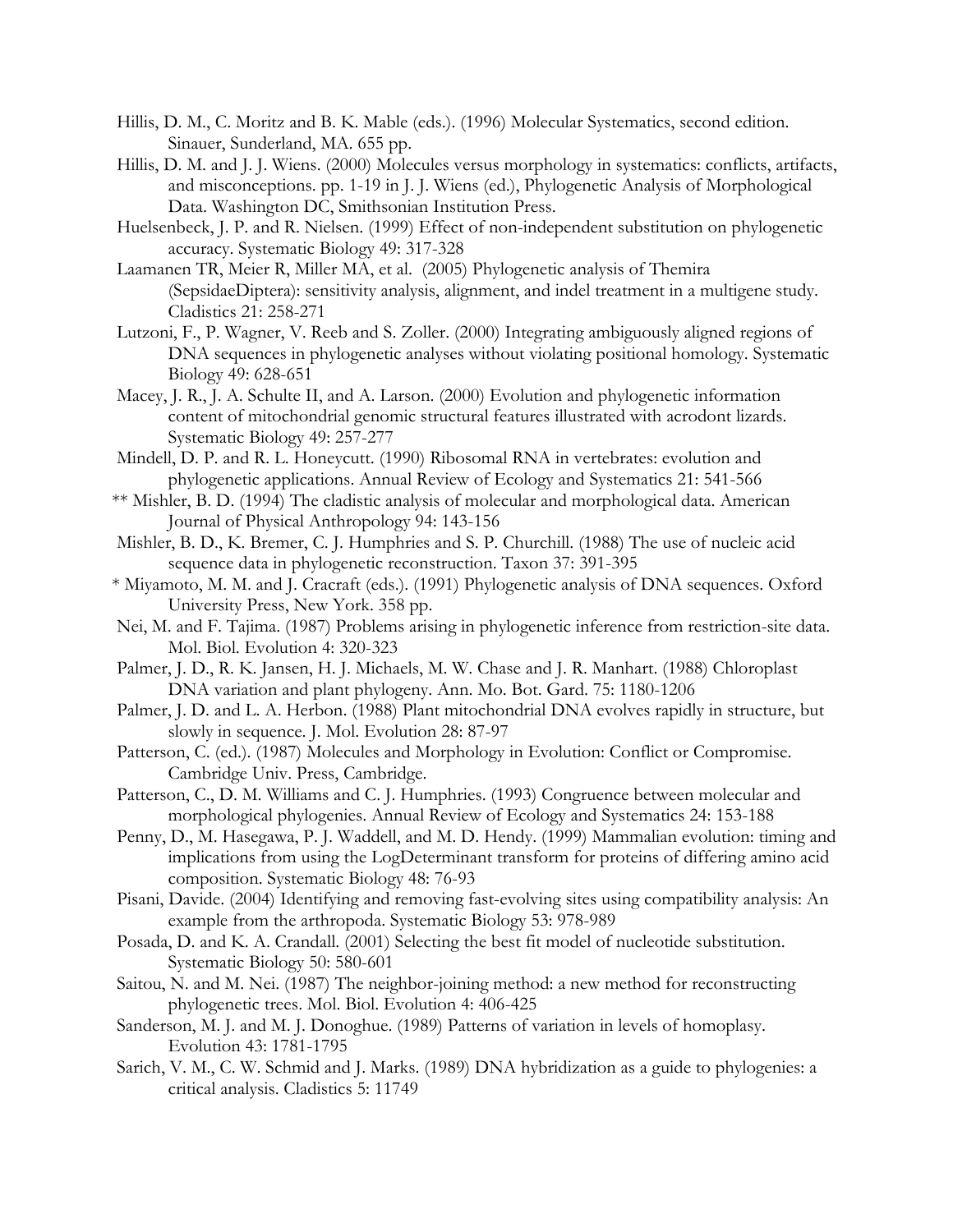Hillis, D. M., C. Moritz and B. K. Mable (eds.). (1996) Molecular Systematics, second edition. Sinauer, Sunderland, MA. 655 pp.

Hillis, D. M. and J. J. Wiens. (2000) Molecules versus morphology in systematics: conflicts, artifacts, and misconceptions. pp. 1-19 in J. J. Wiens (ed.), Phylogenetic Analysis of Morphological Data. Washington DC, Smithsonian Institution Press.

Huelsenbeck, J. P. and R. Nielsen. (1999) Effect of non-independent substitution on phylogenetic accuracy. Systematic Biology 49: 317-328

Laamanen TR, Meier R, Miller MA, et al. (2005) Phylogenetic analysis of Themira (SepsidaeDiptera): sensitivity analysis, alignment, and indel treatment in a multigene study. Cladistics 21: 258-271

Lutzoni, F., P. Wagner, V. Reeb and S. Zoller. (2000) Integrating ambiguously aligned regions of DNA sequences in phylogenetic analyses without violating positional homology. Systematic Biology 49: 628-651

Macey, J. R., J. A. Schulte II, and A. Larson. (2000) Evolution and phylogenetic information content of mitochondrial genomic structural features illustrated with acrodont lizards. Systematic Biology 49: 257-277

Mindell, D. P. and R. L. Honeycutt. (1990) Ribosomal RNA in vertebrates: evolution and phylogenetic applications. Annual Review of Ecology and Systematics 21: 541-566

** Mishler, B. D. (1994) The cladistic analysis of molecular and morphological data. American Journal of Physical Anthropology 94: 143-156

Mishler, B. D., K. Bremer, C. J. Humphries and S. P. Churchill. (1988) The use of nucleic acid sequence data in phylogenetic reconstruction. Taxon 37: 391-395

* Miyamoto, M. M. and J. Cracraft (eds.). (1991) Phylogenetic analysis of DNA sequences. Oxford University Press, New York. 358 pp.

Nei, M. and F. Tajima. (1987) Problems arising in phylogenetic inference from restriction-site data. Mol. Biol. Evolution 4: 320-323

Palmer, J. D., R. K. Jansen, H. J. Michaels, M. W. Chase and J. R. Manhart. (1988) Chloroplast DNA variation and plant phylogeny. Ann. Mo. Bot. Gard. 75: 1180-1206

Palmer, J. D. and L. A. Herbon. (1988) Plant mitochondrial DNA evolves rapidly in structure, but slowly in sequence. J. Mol. Evolution 28: 87-97

Patterson, C. (ed.). (1987) Molecules and Morphology in Evolution: Conflict or Compromise. Cambridge Univ. Press, Cambridge.

Patterson, C., D. M. Williams and C. J. Humphries. (1993) Congruence between molecular and morphological phylogenies. Annual Review of Ecology and Systematics 24: 153-188

Penny, D., M. Hasegawa, P. J. Waddell, and M. D. Hendy. (1999) Mammalian evolution: timing and implications from using the LogDeterminant transform for proteins of differing amino acid composition. Systematic Biology 48: 76-93

Pisani, Davide. (2004) Identifying and removing fast-evolving sites using compatibility analysis: An example from the arthropoda. Systematic Biology 53: 978-989

Posada, D. and K. A. Crandall. (2001) Selecting the best fit model of nucleotide substitution. Systematic Biology 50: 580-601

Saitou, N. and M. Nei. (1987) The neighbor-joining method: a new method for reconstructing phylogenetic trees. Mol. Biol. Evolution 4: 406-425

Sanderson, M. J. and M. J. Donoghue. (1989) Patterns of variation in levels of homoplasy. Evolution 43: 1781-1795

Sarich, V. M., C. W. Schmid and J. Marks. (1989) DNA hybridization as a guide to phylogenies: a critical analysis. Cladistics 5: 11749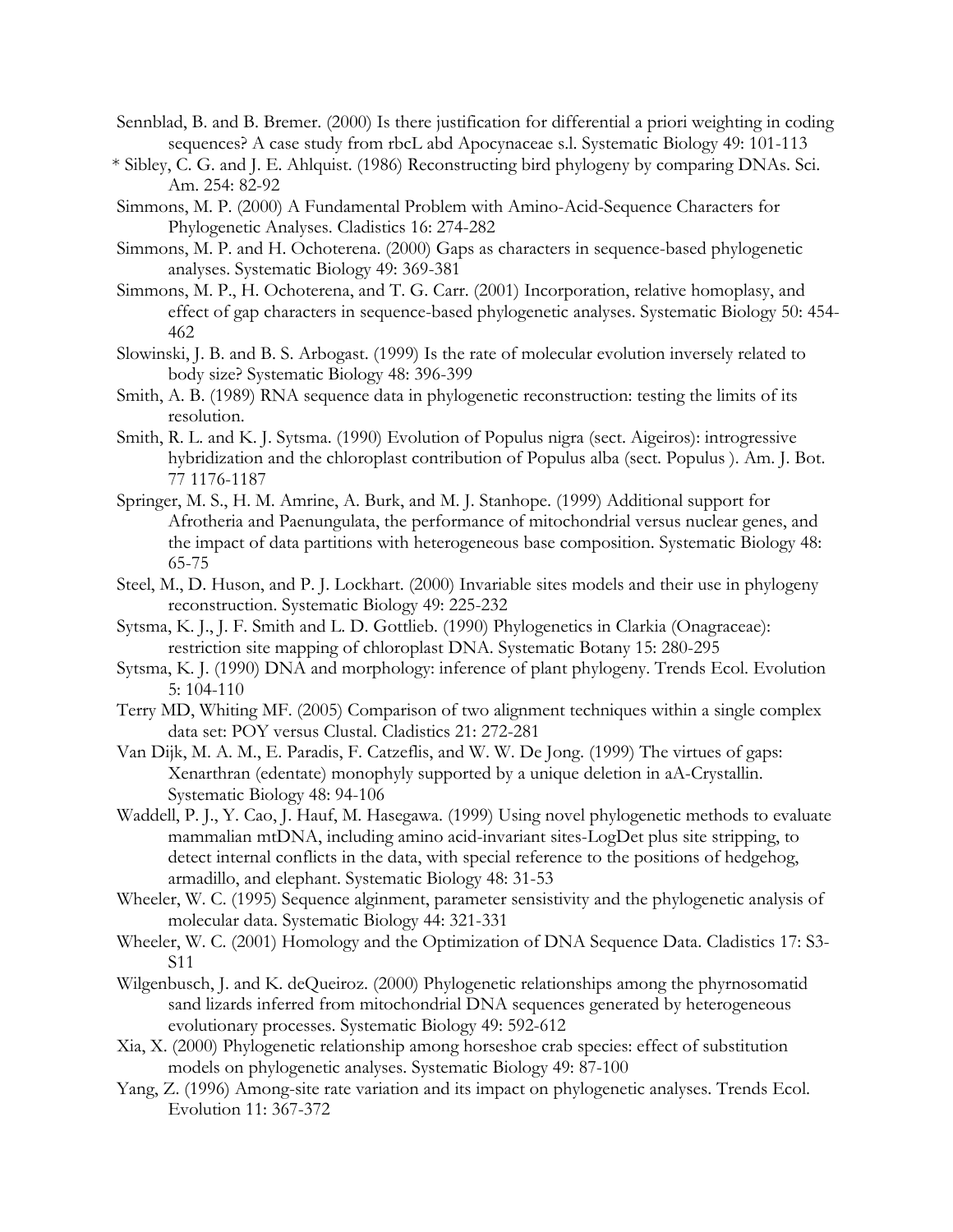Sennblad, B. and B. Bremer. (2000) Is there justification for differential a priori weighting in coding sequences? A case study from rbcL abd Apocynaceae s.l. Systematic Biology 49: 101-113

* Sibley, C. G. and J. E. Ahlquist. (1986) Reconstructing bird phylogeny by comparing DNAs. Sci. Am. 254: 82-92

Simmons, M. P. (2000) A Fundamental Problem with Amino-Acid-Sequence Characters for Phylogenetic Analyses. Cladistics 16: 274-282

Simmons, M. P. and H. Ochoterena. (2000) Gaps as characters in sequence-based phylogenetic analyses. Systematic Biology 49: 369-381

Simmons, M. P., H. Ochoterena, and T. G. Carr. (2001) Incorporation, relative homoplasy, and effect of gap characters in sequence-based phylogenetic analyses. Systematic Biology 50: 454-462

Slowinski, J. B. and B. S. Arbogast. (1999) Is the rate of molecular evolution inversely related to body size? Systematic Biology 48: 396-399

Smith, A. B. (1989) RNA sequence data in phylogenetic reconstruction: testing the limits of its resolution.

Smith, R. L. and K. J. Sytsma. (1990) Evolution of Populus nigra (sect. Aigeiros): introgressive hybridization and the chloroplast contribution of Populus alba (sect. Populus ). Am. J. Bot. 77 1176-1187

Springer, M. S., H. M. Amrine, A. Burk, and M. J. Stanhope. (1999) Additional support for Afrotheria and Paenungulata, the performance of mitochondrial versus nuclear genes, and the impact of data partitions with heterogeneous base composition. Systematic Biology 48: 65-75

Steel, M., D. Huson, and P. J. Lockhart. (2000) Invariable sites models and their use in phylogeny reconstruction. Systematic Biology 49: 225-232

Sytsma, K. J., J. F. Smith and L. D. Gottlieb. (1990) Phylogenetics in Clarkia (Onagraceae): restriction site mapping of chloroplast DNA. Systematic Botany 15: 280-295

Sytsma, K. J. (1990) DNA and morphology: inference of plant phylogeny. Trends Ecol. Evolution 5: 104-110

Terry MD, Whiting MF. (2005) Comparison of two alignment techniques within a single complex data set: POY versus Clustal. Cladistics 21: 272-281

Van Dijk, M. A. M., E. Paradis, F. Catzeflis, and W. W. De Jong. (1999) The virtues of gaps: Xenarthran (edentate) monophyly supported by a unique deletion in aA-Crystallin. Systematic Biology 48: 94-106

Waddell, P. J., Y. Cao, J. Hauf, M. Hasegawa. (1999) Using novel phylogenetic methods to evaluate mammalian mtDNA, including amino acid-invariant sites-LogDet plus site stripping, to detect internal conflicts in the data, with special reference to the positions of hedgehog, armadillo, and elephant. Systematic Biology 48: 31-53

Wheeler, W. C. (1995) Sequence alginment, parameter sensistivity and the phylogenetic analysis of molecular data. Systematic Biology 44: 321-331

Wheeler, W. C. (2001) Homology and the Optimization of DNA Sequence Data. Cladistics 17: S3-S11

Wilgenbusch, J. and K. deQueiroz. (2000) Phylogenetic relationships among the phyrnosomatid sand lizards inferred from mitochondrial DNA sequences generated by heterogeneous evolutionary processes. Systematic Biology 49: 592-612

Xia, X. (2000) Phylogenetic relationship among horseshoe crab species: effect of substitution models on phylogenetic analyses. Systematic Biology 49: 87-100

Yang, Z. (1996) Among-site rate variation and its impact on phylogenetic analyses. Trends Ecol. Evolution 11: 367-372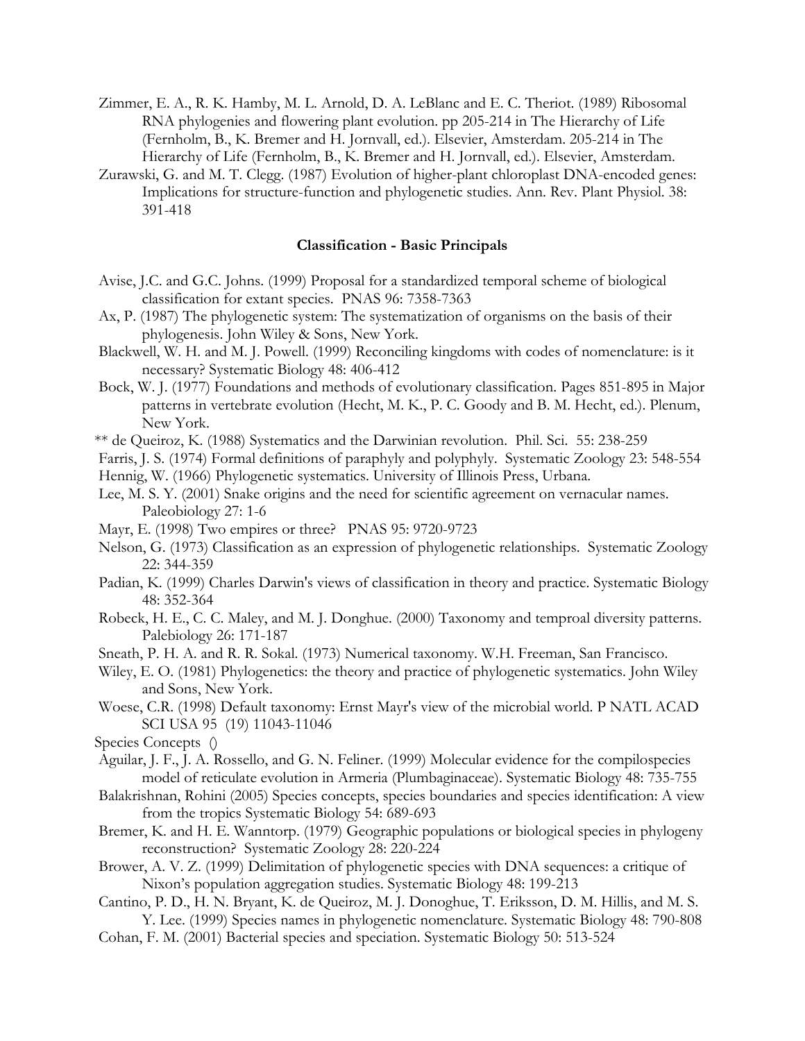Zimmer, E. A., R. K. Hamby, M. L. Arnold, D. A. LeBlanc and E. C. Theriot. (1989) Ribosomal RNA phylogenies and flowering plant evolution. pp 205-214 in The Hierarchy of Life (Fernholm, B., K. Bremer and H. Jornvall, ed.). Elsevier, Amsterdam. 205-214 in The Hierarchy of Life (Fernholm, B., K. Bremer and H. Jornvall, ed.). Elsevier, Amsterdam.

Zurawski, G. and M. T. Clegg. (1987) Evolution of higher-plant chloroplast DNA-encoded genes: Implications for structure-function and phylogenetic studies. Ann. Rev. Plant Physiol. 38: 391-418

**Classification - Basic Principals**

Avise, J.C. and G.C. Johns. (1999) Proposal for a standardized temporal scheme of biological classification for extant species. PNAS 96: 7358-7363

Ax, P. (1987) The phylogenetic system: The systematization of organisms on the basis of their phylogenesis. John Wiley & Sons, New York.

Blackwell, W. H. and M. J. Powell. (1999) Reconciling kingdoms with codes of nomenclature: is it necessary? Systematic Biology 48: 406-412

Bock, W. J. (1977) Foundations and methods of evolutionary classification. Pages 851-895 in Major patterns in vertebrate evolution (Hecht, M. K., P. C. Goody and B. M. Hecht, ed.). Plenum, New York.

** de Queiroz, K. (1988) Systematics and the Darwinian revolution. Phil. Sci. 55: 238-259

Farris, J. S. (1974) Formal definitions of paraphyly and polyphyly. Systematic Zoology 23: 548-554

Hennig, W. (1966) Phylogenetic systematics. University of Illinois Press, Urbana.

Lee, M. S. Y. (2001) Snake origins and the need for scientific agreement on vernacular names. Paleobiology 27: 1-6

Mayr, E. (1998) Two empires or three? PNAS 95: 9720-9723

Nelson, G. (1973) Classification as an expression of phylogenetic relationships. Systematic Zoology 22: 344-359

Padian, K. (1999) Charles Darwin's views of classification in theory and practice. Systematic Biology 48: 352-364

Robeck, H. E., C. C. Maley, and M. J. Donghue. (2000) Taxonomy and temproal diversity patterns. Palebiology 26: 171-187

Sneath, P. H. A. and R. R. Sokal. (1973) Numerical taxonomy. W.H. Freeman, San Francisco.

Wiley, E. O. (1981) Phylogenetics: the theory and practice of phylogenetic systematics. John Wiley and Sons, New York.

Woese, C.R. (1998) Default taxonomy: Ernst Mayr's view of the microbial world. P NATL ACAD SCI USA 95 (19) 11043-11046

Species Concepts ()

Aguilar, J. F., J. A. Rossello, and G. N. Feliner. (1999) Molecular evidence for the compilospecies model of reticulate evolution in Armeria (Plumbaginaceae). Systematic Biology 48: 735-755

Balakrishnan, Rohini (2005) Species concepts, species boundaries and species identification: A view from the tropics Systematic Biology 54: 689-693

Bremer, K. and H. E. Wanntorp. (1979) Geographic populations or biological species in phylogeny reconstruction? Systematic Zoology 28: 220-224

Brower, A. V. Z. (1999) Delimitation of phylogenetic species with DNA sequences: a critique of Nixon's population aggregation studies. Systematic Biology 48: 199-213

Cantino, P. D., H. N. Bryant, K. de Queiroz, M. J. Donoghue, T. Eriksson, D. M. Hillis, and M. S. Y. Lee. (1999) Species names in phylogenetic nomenclature. Systematic Biology 48: 790-808

Cohan, F. M. (2001) Bacterial species and speciation. Systematic Biology 50: 513-524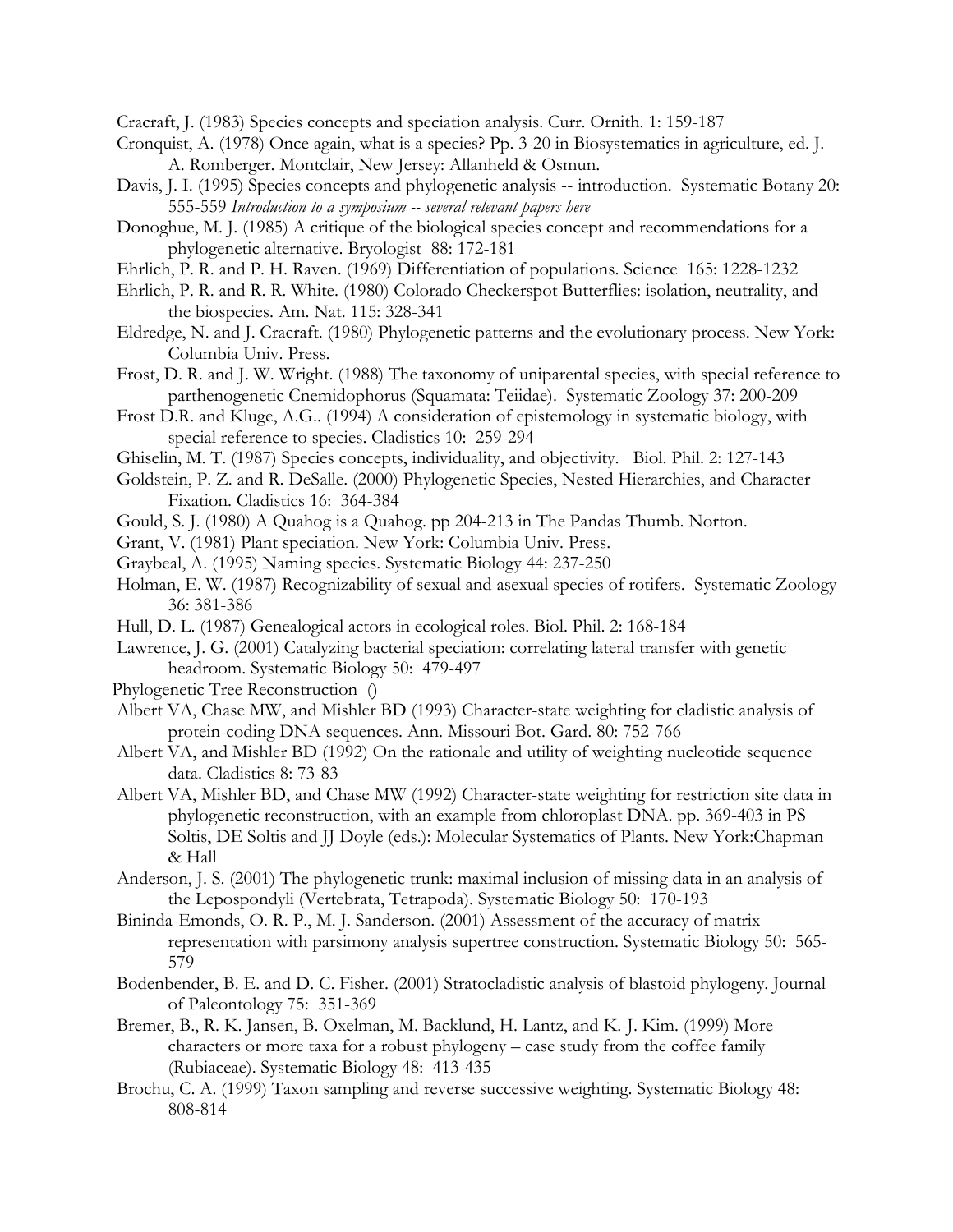Cracraft, J. (1983) Species concepts and speciation analysis. Curr. Ornith. 1: 159-187

Cronquist, A. (1978) Once again, what is a species? Pp. 3-20 in Biosystematics in agriculture, ed. J. A. Romberger. Montclair, New Jersey: Allanheld & Osmun.

Davis, J. I. (1995) Species concepts and phylogenetic analysis -- introduction. Systematic Botany 20: 555-559 *Introduction to a symposium -- several relevant papers here*

Donoghue, M. J. (1985) A critique of the biological species concept and recommendations for a phylogenetic alternative. Bryologist 88: 172-181

Ehrlich, P. R. and P. H. Raven. (1969) Differentiation of populations. Science 165: 1228-1232

Ehrlich, P. R. and R. R. White. (1980) Colorado Checkerspot Butterflies: isolation, neutrality, and the biospecies. Am. Nat. 115: 328-341

Eldredge, N. and J. Cracraft. (1980) Phylogenetic patterns and the evolutionary process. New York: Columbia Univ. Press.

Frost, D. R. and J. W. Wright. (1988) The taxonomy of uniparental species, with special reference to parthenogenetic Cnemidophorus (Squamata: Teiidae). Systematic Zoology 37: 200-209

Frost D.R. and Kluge, A.G.. (1994) A consideration of epistemology in systematic biology, with special reference to species. Cladistics 10: 259-294

Ghiselin, M. T. (1987) Species concepts, individuality, and objectivity. Biol. Phil. 2: 127-143

Goldstein, P. Z. and R. DeSalle. (2000) Phylogenetic Species, Nested Hierarchies, and Character Fixation. Cladistics 16: 364-384

Gould, S. J. (1980) A Quahog is a Quahog. pp 204-213 in The Pandas Thumb. Norton.

Grant, V. (1981) Plant speciation. New York: Columbia Univ. Press.

Graybeal, A. (1995) Naming species. Systematic Biology 44: 237-250

Holman, E. W. (1987) Recognizability of sexual and asexual species of rotifers. Systematic Zoology 36: 381-386

Hull, D. L. (1987) Genealogical actors in ecological roles. Biol. Phil. 2: 168-184

Lawrence, J. G. (2001) Catalyzing bacterial speciation: correlating lateral transfer with genetic headroom. Systematic Biology 50: 479-497

Phylogenetic Tree Reconstruction ()

Albert VA, Chase MW, and Mishler BD (1993) Character-state weighting for cladistic analysis of protein-coding DNA sequences. Ann. Missouri Bot. Gard. 80: 752-766

Albert VA, and Mishler BD (1992) On the rationale and utility of weighting nucleotide sequence data. Cladistics 8: 73-83

Albert VA, Mishler BD, and Chase MW (1992) Character-state weighting for restriction site data in phylogenetic reconstruction, with an example from chloroplast DNA. pp. 369-403 in PS Soltis, DE Soltis and JJ Doyle (eds.): Molecular Systematics of Plants. New York:Chapman & Hall

Anderson, J. S. (2001) The phylogenetic trunk: maximal inclusion of missing data in an analysis of the Lepospondyli (Vertebrata, Tetrapoda). Systematic Biology 50: 170-193

Bininda-Emonds, O. R. P., M. J. Sanderson. (2001) Assessment of the accuracy of matrix representation with parsimony analysis supertree construction. Systematic Biology 50: 565-579

Bodenbender, B. E. and D. C. Fisher. (2001) Stratocladistic analysis of blastoid phylogeny. Journal of Paleontology 75: 351-369

Bremer, B., R. K. Jansen, B. Oxelman, M. Backlund, H. Lantz, and K.-J. Kim. (1999) More characters or more taxa for a robust phylogeny – case study from the coffee family (Rubiaceae). Systematic Biology 48: 413-435

Brochu, C. A. (1999) Taxon sampling and reverse successive weighting. Systematic Biology 48: 808-814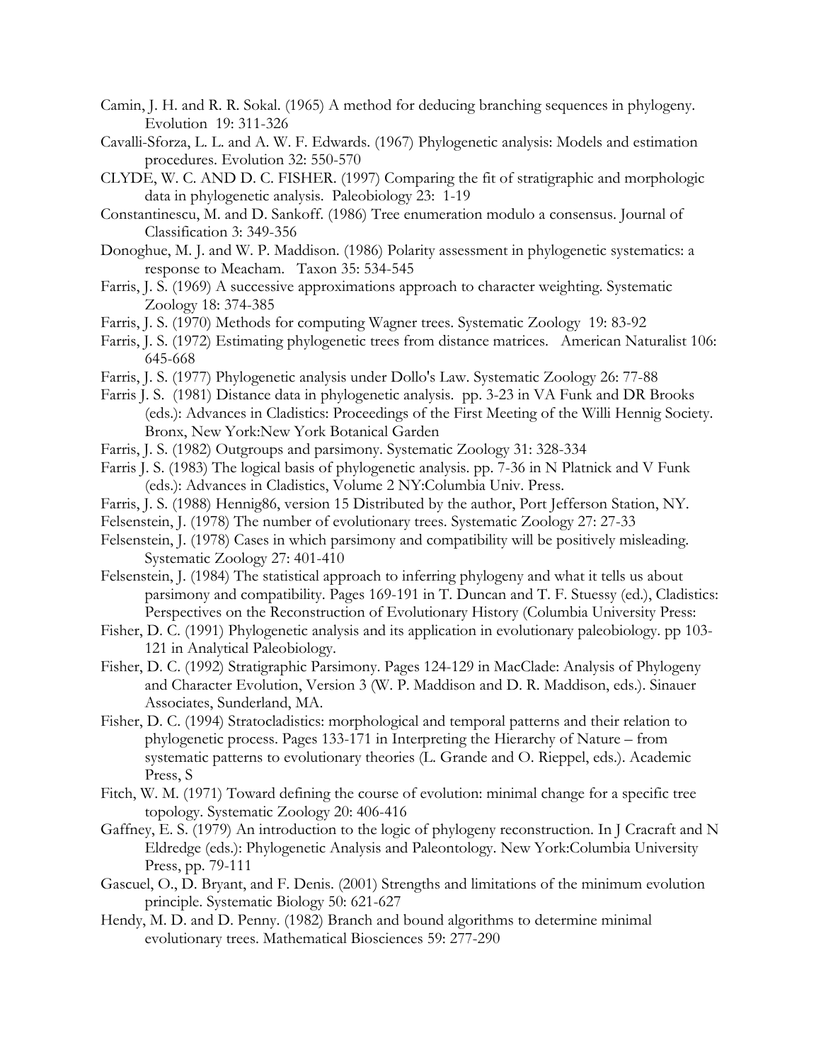Camin, J. H. and R. R. Sokal. (1965) A method for deducing branching sequences in phylogeny. Evolution 19: 311-326

Cavalli-Sforza, L. L. and A. W. F. Edwards. (1967) Phylogenetic analysis: Models and estimation procedures. Evolution 32: 550-570

CLYDE, W. C. AND D. C. FISHER. (1997) Comparing the fit of stratigraphic and morphologic data in phylogenetic analysis. Paleobiology 23: 1-19

Constantinescu, M. and D. Sankoff. (1986) Tree enumeration modulo a consensus. Journal of Classification 3: 349-356

Donoghue, M. J. and W. P. Maddison. (1986) Polarity assessment in phylogenetic systematics: a response to Meacham. Taxon 35: 534-545

Farris, J. S. (1969) A successive approximations approach to character weighting. Systematic Zoology 18: 374-385

Farris, J. S. (1970) Methods for computing Wagner trees. Systematic Zoology 19: 83-92

Farris, J. S. (1972) Estimating phylogenetic trees from distance matrices. American Naturalist 106: 645-668

Farris, J. S. (1977) Phylogenetic analysis under Dollo's Law. Systematic Zoology 26: 77-88

Farris J. S. (1981) Distance data in phylogenetic analysis. pp. 3-23 in VA Funk and DR Brooks (eds.): Advances in Cladistics: Proceedings of the First Meeting of the Willi Hennig Society. Bronx, New York:New York Botanical Garden

Farris, J. S. (1982) Outgroups and parsimony. Systematic Zoology 31: 328-334

Farris J. S. (1983) The logical basis of phylogenetic analysis. pp. 7-36 in N Platnick and V Funk (eds.): Advances in Cladistics, Volume 2 NY:Columbia Univ. Press.

Farris, J. S. (1988) Hennig86, version 15 Distributed by the author, Port Jefferson Station, NY.

Felsenstein, J. (1978) The number of evolutionary trees. Systematic Zoology 27: 27-33

Felsenstein, J. (1978) Cases in which parsimony and compatibility will be positively misleading. Systematic Zoology 27: 401-410

Felsenstein, J. (1984) The statistical approach to inferring phylogeny and what it tells us about parsimony and compatibility. Pages 169-191 in T. Duncan and T. F. Stuessy (ed.), Cladistics: Perspectives on the Reconstruction of Evolutionary History (Columbia University Press:

Fisher, D. C. (1991) Phylogenetic analysis and its application in evolutionary paleobiology. pp 103-121 in Analytical Paleobiology.

Fisher, D. C. (1992) Stratigraphic Parsimony. Pages 124-129 in MacClade: Analysis of Phylogeny and Character Evolution, Version 3 (W. P. Maddison and D. R. Maddison, eds.). Sinauer Associates, Sunderland, MA.

Fisher, D. C. (1994) Stratocladistics: morphological and temporal patterns and their relation to phylogenetic process. Pages 133-171 in Interpreting the Hierarchy of Nature – from systematic patterns to evolutionary theories (L. Grande and O. Rieppel, eds.). Academic Press, S

Fitch, W. M. (1971) Toward defining the course of evolution: minimal change for a specific tree topology. Systematic Zoology 20: 406-416

Gaffney, E. S. (1979) An introduction to the logic of phylogeny reconstruction. In J Cracraft and N Eldredge (eds.): Phylogenetic Analysis and Paleontology. New York:Columbia University Press, pp. 79-111

Gascuel, O., D. Bryant, and F. Denis. (2001) Strengths and limitations of the minimum evolution principle. Systematic Biology 50: 621-627

Hendy, M. D. and D. Penny. (1982) Branch and bound algorithms to determine minimal evolutionary trees. Mathematical Biosciences 59: 277-290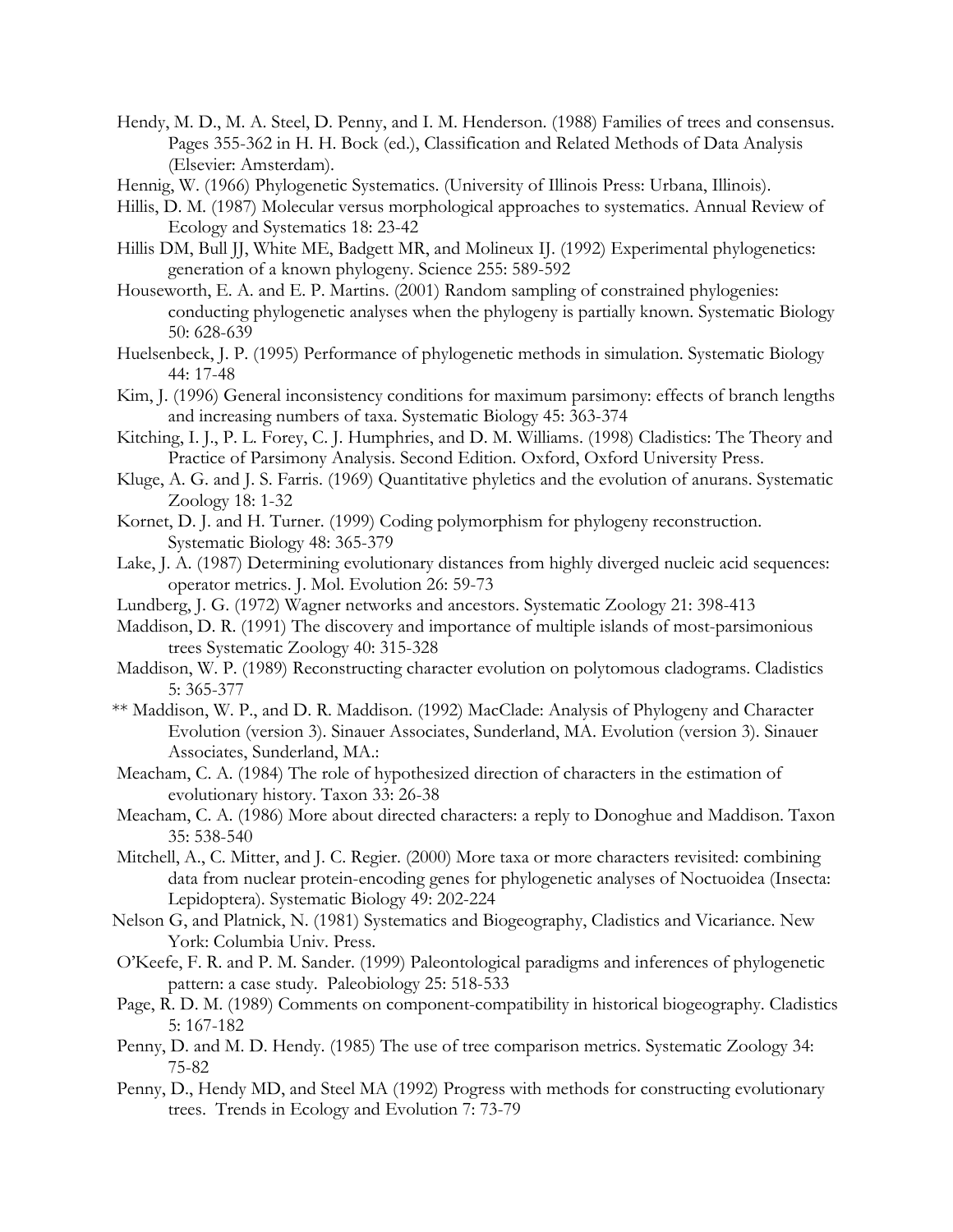Hendy, M. D., M. A. Steel, D. Penny, and I. M. Henderson. (1988) Families of trees and consensus. Pages 355-362 in H. H. Bock (ed.), Classification and Related Methods of Data Analysis (Elsevier: Amsterdam).

Hennig, W. (1966) Phylogenetic Systematics. (University of Illinois Press: Urbana, Illinois).

Hillis, D. M. (1987) Molecular versus morphological approaches to systematics. Annual Review of Ecology and Systematics 18: 23-42

Hillis DM, Bull JJ, White ME, Badgett MR, and Molineux IJ. (1992) Experimental phylogenetics: generation of a known phylogeny. Science 255: 589-592

Houseworth, E. A. and E. P. Martins. (2001) Random sampling of constrained phylogenies: conducting phylogenetic analyses when the phylogeny is partially known. Systematic Biology 50: 628-639

Huelsenbeck, J. P. (1995) Performance of phylogenetic methods in simulation. Systematic Biology 44: 17-48

Kim, J. (1996) General inconsistency conditions for maximum parsimony: effects of branch lengths and increasing numbers of taxa. Systematic Biology 45: 363-374

Kitching, I. J., P. L. Forey, C. J. Humphries, and D. M. Williams. (1998) Cladistics: The Theory and Practice of Parsimony Analysis. Second Edition. Oxford, Oxford University Press.

Kluge, A. G. and J. S. Farris. (1969) Quantitative phyletics and the evolution of anurans. Systematic Zoology 18: 1-32

Kornet, D. J. and H. Turner. (1999) Coding polymorphism for phylogeny reconstruction. Systematic Biology 48: 365-379

Lake, J. A. (1987) Determining evolutionary distances from highly diverged nucleic acid sequences: operator metrics. J. Mol. Evolution 26: 59-73

Lundberg, J. G. (1972) Wagner networks and ancestors. Systematic Zoology 21: 398-413

Maddison, D. R. (1991) The discovery and importance of multiple islands of most-parsimonious trees Systematic Zoology 40: 315-328

Maddison, W. P. (1989) Reconstructing character evolution on polytomous cladograms. Cladistics 5: 365-377

** Maddison, W. P., and D. R. Maddison. (1992) MacClade: Analysis of Phylogeny and Character Evolution (version 3). Sinauer Associates, Sunderland, MA. Evolution (version 3). Sinauer Associates, Sunderland, MA.:

Meacham, C. A. (1984) The role of hypothesized direction of characters in the estimation of evolutionary history. Taxon 33: 26-38

Meacham, C. A. (1986) More about directed characters: a reply to Donoghue and Maddison. Taxon 35: 538-540

Mitchell, A., C. Mitter, and J. C. Regier. (2000) More taxa or more characters revisited: combining data from nuclear protein-encoding genes for phylogenetic analyses of Noctuoidea (Insecta: Lepidoptera). Systematic Biology 49: 202-224

Nelson G, and Platnick, N. (1981) Systematics and Biogeography, Cladistics and Vicariance. New York: Columbia Univ. Press.

O'Keefe, F. R. and P. M. Sander. (1999) Paleontological paradigms and inferences of phylogenetic pattern: a case study. Paleobiology 25: 518-533

Page, R. D. M. (1989) Comments on component-compatibility in historical biogeography. Cladistics 5: 167-182

Penny, D. and M. D. Hendy. (1985) The use of tree comparison metrics. Systematic Zoology 34: 75-82

Penny, D., Hendy MD, and Steel MA (1992) Progress with methods for constructing evolutionary trees. Trends in Ecology and Evolution 7: 73-79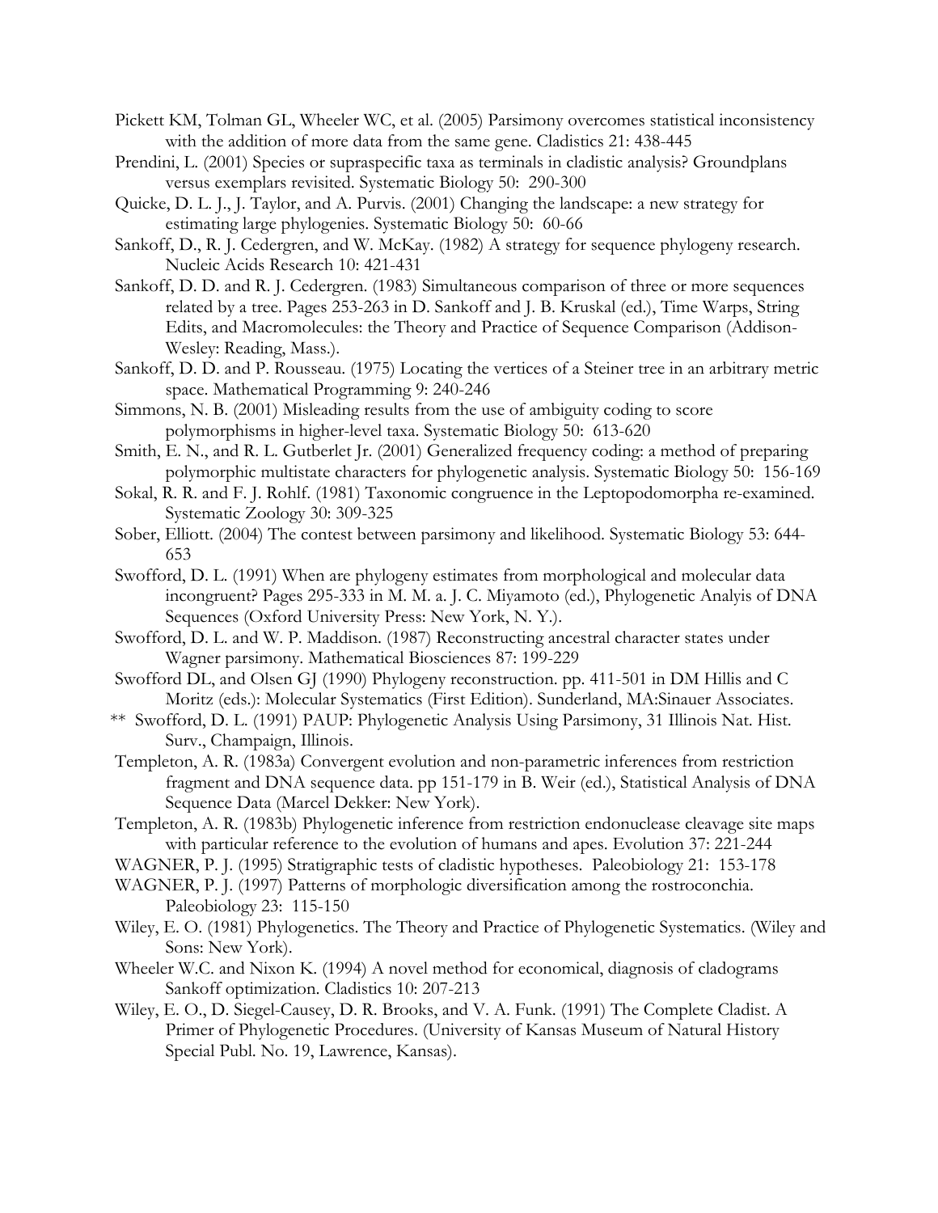Pickett KM, Tolman GL, Wheeler WC, et al. (2005) Parsimony overcomes statistical inconsistency with the addition of more data from the same gene. Cladistics 21: 438-445

Prendini, L. (2001) Species or supraspecific taxa as terminals in cladistic analysis? Groundplans versus exemplars revisited. Systematic Biology 50: 290-300

Quicke, D. L. J., J. Taylor, and A. Purvis. (2001) Changing the landscape: a new strategy for estimating large phylogenies. Systematic Biology 50: 60-66

Sankoff, D., R. J. Cedergren, and W. McKay. (1982) A strategy for sequence phylogeny research. Nucleic Acids Research 10: 421-431

Sankoff, D. D. and R. J. Cedergren. (1983) Simultaneous comparison of three or more sequences related by a tree. Pages 253-263 in D. Sankoff and J. B. Kruskal (ed.), Time Warps, String Edits, and Macromolecules: the Theory and Practice of Sequence Comparison (Addison-Wesley: Reading, Mass.).

Sankoff, D. D. and P. Rousseau. (1975) Locating the vertices of a Steiner tree in an arbitrary metric space. Mathematical Programming 9: 240-246

Simmons, N. B. (2001) Misleading results from the use of ambiguity coding to score polymorphisms in higher-level taxa. Systematic Biology 50: 613-620

Smith, E. N., and R. L. Gutberlet Jr. (2001) Generalized frequency coding: a method of preparing polymorphic multistate characters for phylogenetic analysis. Systematic Biology 50: 156-169

Sokal, R. R. and F. J. Rohlf. (1981) Taxonomic congruence in the Leptopodomorpha re-examined. Systematic Zoology 30: 309-325

Sober, Elliott. (2004) The contest between parsimony and likelihood. Systematic Biology 53: 644-653

Swofford, D. L. (1991) When are phylogeny estimates from morphological and molecular data incongruent? Pages 295-333 in M. M. a. J. C. Miyamoto (ed.), Phylogenetic Analyis of DNA Sequences (Oxford University Press: New York, N. Y.).

Swofford, D. L. and W. P. Maddison. (1987) Reconstructing ancestral character states under Wagner parsimony. Mathematical Biosciences 87: 199-229

Swofford DL, and Olsen GJ (1990) Phylogeny reconstruction. pp. 411-501 in DM Hillis and C Moritz (eds.): Molecular Systematics (First Edition). Sunderland, MA:Sinauer Associates.

** Swofford, D. L. (1991) PAUP: Phylogenetic Analysis Using Parsimony, 31 Illinois Nat. Hist. Surv., Champaign, Illinois.

Templeton, A. R. (1983a) Convergent evolution and non-parametric inferences from restriction fragment and DNA sequence data. pp 151-179 in B. Weir (ed.), Statistical Analysis of DNA Sequence Data (Marcel Dekker: New York).

Templeton, A. R. (1983b) Phylogenetic inference from restriction endonuclease cleavage site maps with particular reference to the evolution of humans and apes. Evolution 37: 221-244

WAGNER, P. J. (1995) Stratigraphic tests of cladistic hypotheses. Paleobiology 21: 153-178

WAGNER, P. J. (1997) Patterns of morphologic diversification among the rostroconchia. Paleobiology 23: 115-150

Wiley, E. O. (1981) Phylogenetics. The Theory and Practice of Phylogenetic Systematics. (Wiley and Sons: New York).

Wheeler W.C. and Nixon K. (1994) A novel method for economical, diagnosis of cladograms Sankoff optimization. Cladistics 10: 207-213

Wiley, E. O., D. Siegel-Causey, D. R. Brooks, and V. A. Funk. (1991) The Complete Cladist. A Primer of Phylogenetic Procedures. (University of Kansas Museum of Natural History Special Publ. No. 19, Lawrence, Kansas).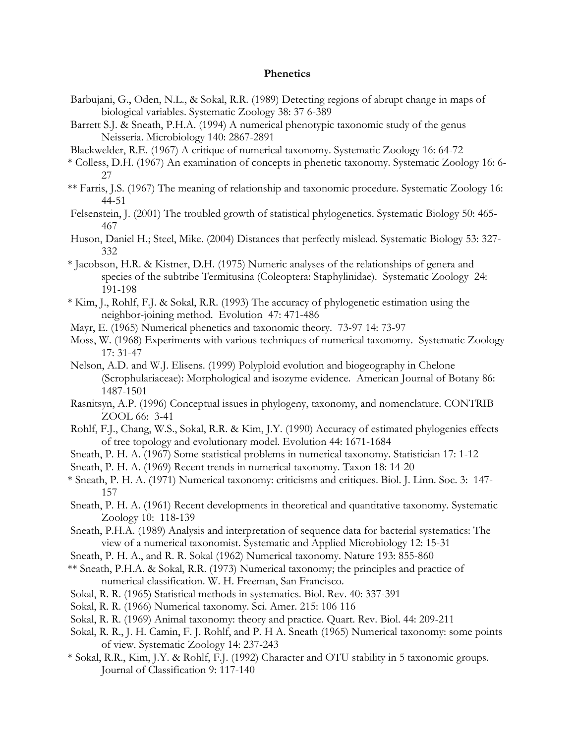**Phenetics**

Barbujani, G., Oden, N.L., & Sokal, R.R. (1989) Detecting regions of abrupt change in maps of biological variables. Systematic Zoology 38: 37 6-389

Barrett S.J. & Sneath, P.H.A. (1994) A numerical phenotypic taxonomic study of the genus Neisseria. Microbiology 140: 2867-2891

Blackwelder, R.E. (1967) A critique of numerical taxonomy. Systematic Zoology 16: 64-72

* Colless, D.H. (1967) An examination of concepts in phenetic taxonomy. Systematic Zoology 16: 6-27

** Farris, J.S. (1967) The meaning of relationship and taxonomic procedure. Systematic Zoology 16: 44-51

Felsenstein, J. (2001) The troubled growth of statistical phylogenetics. Systematic Biology 50: 465-467

Huson, Daniel H.; Steel, Mike. (2004) Distances that perfectly mislead. Systematic Biology 53: 327-332

* Jacobson, H.R. & Kistner, D.H. (1975) Numeric analyses of the relationships of genera and species of the subtribe Termitusina (Coleoptera: Staphylinidae). Systematic Zoology 24: 191-198

* Kim, J., Rohlf, F.J. & Sokal, R.R. (1993) The accuracy of phylogenetic estimation using the neighbor-joining method. Evolution 47: 471-486

Mayr, E. (1965) Numerical phenetics and taxonomic theory. 73-97 14: 73-97

Moss, W. (1968) Experiments with various techniques of numerical taxonomy. Systematic Zoology 17: 31-47

Nelson, A.D. and W.J. Elisens. (1999) Polyploid evolution and biogeography in Chelone (Scrophulariaceae): Morphological and isozyme evidence. American Journal of Botany 86: 1487-1501

Rasnitsyn, A.P. (1996) Conceptual issues in phylogeny, taxonomy, and nomenclature. CONTRIB ZOOL 66: 3-41

Rohlf, F.J., Chang, W.S., Sokal, R.R. & Kim, J.Y. (1990) Accuracy of estimated phylogenies effects of tree topology and evolutionary model. Evolution 44: 1671-1684

Sneath, P. H. A. (1967) Some statistical problems in numerical taxonomy. Statistician 17: 1-12

Sneath, P. H. A. (1969) Recent trends in numerical taxonomy. Taxon 18: 14-20

* Sneath, P. H. A. (1971) Numerical taxonomy: criticisms and critiques. Biol. J. Linn. Soc. 3: 147-157

Sneath, P. H. A. (1961) Recent developments in theoretical and quantitative taxonomy. Systematic Zoology 10: 118-139

Sneath, P.H.A. (1989) Analysis and interpretation of sequence data for bacterial systematics: The view of a numerical taxonomist. Systematic and Applied Microbiology 12: 15-31

Sneath, P. H. A., and R. R. Sokal (1962) Numerical taxonomy. Nature 193: 855-860

** Sneath, P.H.A. & Sokal, R.R. (1973) Numerical taxonomy; the principles and practice of numerical classification. W. H. Freeman, San Francisco.

Sokal, R. R. (1965) Statistical methods in systematics. Biol. Rev. 40: 337-391

Sokal, R. R. (1966) Numerical taxonomy. Sci. Amer. 215: 106 116

Sokal, R. R. (1969) Animal taxonomy: theory and practice. Quart. Rev. Biol. 44: 209-211

Sokal, R. R., J. H. Camin, F. J. Rohlf, and P. H A. Sneath (1965) Numerical taxonomy: some points of view. Systematic Zoology 14: 237-243

* Sokal, R.R., Kim, J.Y. & Rohlf, F.J. (1992) Character and OTU stability in 5 taxonomic groups. Journal of Classification 9: 117-140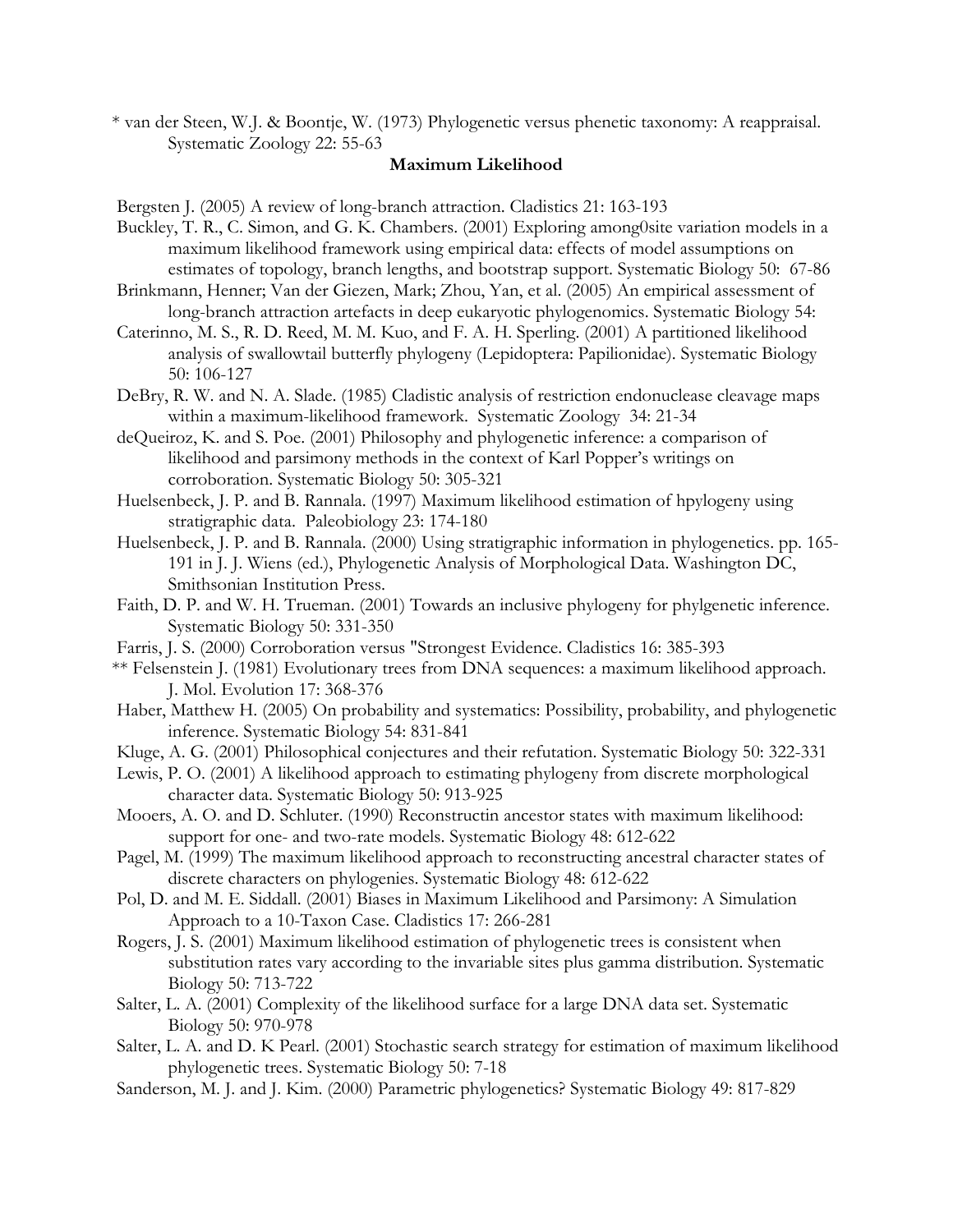* van der Steen, W.J. & Boontje, W. (1973) Phylogenetic versus phenetic taxonomy: A reappraisal. Systematic Zoology 22: 55-63

## Maximum Likelihood

Bergsten J. (2005) A review of long-branch attraction. Cladistics 21: 163-193

Buckley, T. R., C. Simon, and G. K. Chambers. (2001) Exploring among0site variation models in a maximum likelihood framework using empirical data: effects of model assumptions on estimates of topology, branch lengths, and bootstrap support. Systematic Biology 50: 67-86

Brinkmann, Henner; Van der Giezen, Mark; Zhou, Yan, et al. (2005) An empirical assessment of long-branch attraction artefacts in deep eukaryotic phylogenomics. Systematic Biology 54:

Caterinno, M. S., R. D. Reed, M. M. Kuo, and F. A. H. Sperling. (2001) A partitioned likelihood analysis of swallowtail butterfly phylogeny (Lepidoptera: Papilionidae). Systematic Biology 50: 106-127

DeBry, R. W. and N. A. Slade. (1985) Cladistic analysis of restriction endonuclease cleavage maps within a maximum-likelihood framework. Systematic Zoology 34: 21-34

deQueiroz, K. and S. Poe. (2001) Philosophy and phylogenetic inference: a comparison of likelihood and parsimony methods in the context of Karl Popper's writings on corroboration. Systematic Biology 50: 305-321

Huelsenbeck, J. P. and B. Rannala. (1997) Maximum likelihood estimation of hpylogeny using stratigraphic data. Paleobiology 23: 174-180

Huelsenbeck, J. P. and B. Rannala. (2000) Using stratigraphic information in phylogenetics. pp. 165-191 in J. J. Wiens (ed.), Phylogenetic Analysis of Morphological Data. Washington DC, Smithsonian Institution Press.

Faith, D. P. and W. H. Trueman. (2001) Towards an inclusive phylogeny for phylgenetic inference. Systematic Biology 50: 331-350

Farris, J. S. (2000) Corroboration versus "Strongest Evidence. Cladistics 16: 385-393

** Felsenstein J. (1981) Evolutionary trees from DNA sequences: a maximum likelihood approach. J. Mol. Evolution 17: 368-376

Haber, Matthew H. (2005) On probability and systematics: Possibility, probability, and phylogenetic inference. Systematic Biology 54: 831-841

Kluge, A. G. (2001) Philosophical conjectures and their refutation. Systematic Biology 50: 322-331

Lewis, P. O. (2001) A likelihood approach to estimating phylogeny from discrete morphological character data. Systematic Biology 50: 913-925

Mooers, A. O. and D. Schluter. (1990) Reconstructin ancestor states with maximum likelihood: support for one- and two-rate models. Systematic Biology 48: 612-622

Pagel, M. (1999) The maximum likelihood approach to reconstructing ancestral character states of discrete characters on phylogenies. Systematic Biology 48: 612-622

Pol, D. and M. E. Siddall. (2001) Biases in Maximum Likelihood and Parsimony: A Simulation Approach to a 10-Taxon Case. Cladistics 17: 266-281

Rogers, J. S. (2001) Maximum likelihood estimation of phylogenetic trees is consistent when substitution rates vary according to the invariable sites plus gamma distribution. Systematic Biology 50: 713-722

Salter, L. A. (2001) Complexity of the likelihood surface for a large DNA data set. Systematic Biology 50: 970-978

Salter, L. A. and D. K Pearl. (2001) Stochastic search strategy for estimation of maximum likelihood phylogenetic trees. Systematic Biology 50: 7-18

Sanderson, M. J. and J. Kim. (2000) Parametric phylogenetics? Systematic Biology 49: 817-829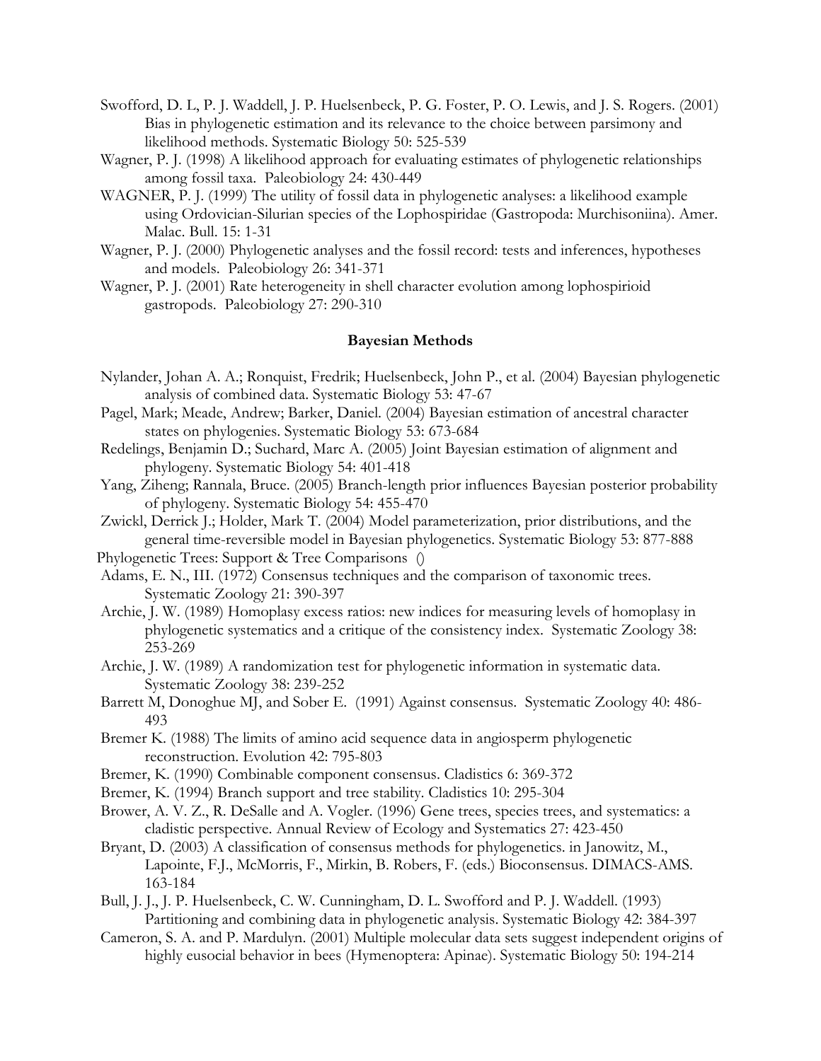Swofford, D. L, P. J. Waddell, J. P. Huelsenbeck, P. G. Foster, P. O. Lewis, and J. S. Rogers. (2001) Bias in phylogenetic estimation and its relevance to the choice between parsimony and likelihood methods. Systematic Biology 50: 525-539

Wagner, P. J. (1998) A likelihood approach for evaluating estimates of phylogenetic relationships among fossil taxa. Paleobiology 24: 430-449

WAGNER, P. J. (1999) The utility of fossil data in phylogenetic analyses: a likelihood example using Ordovician-Silurian species of the Lophospiridae (Gastropoda: Murchisoniina). Amer. Malac. Bull. 15: 1-31

Wagner, P. J. (2000) Phylogenetic analyses and the fossil record: tests and inferences, hypotheses and models. Paleobiology 26: 341-371

Wagner, P. J. (2001) Rate heterogeneity in shell character evolution among lophospirioid gastropods. Paleobiology 27: 290-310

## Bayesian Methods

Nylander, Johan A. A.; Ronquist, Fredrik; Huelsenbeck, John P., et al. (2004) Bayesian phylogenetic analysis of combined data. Systematic Biology 53: 47-67

Pagel, Mark; Meade, Andrew; Barker, Daniel. (2004) Bayesian estimation of ancestral character states on phylogenies. Systematic Biology 53: 673-684

Redelings, Benjamin D.; Suchard, Marc A. (2005) Joint Bayesian estimation of alignment and phylogeny. Systematic Biology 54: 401-418

Yang, Ziheng; Rannala, Bruce. (2005) Branch-length prior influences Bayesian posterior probability of phylogeny. Systematic Biology 54: 455-470

Zwickl, Derrick J.; Holder, Mark T. (2004) Model parameterization, prior distributions, and the general time-reversible model in Bayesian phylogenetics. Systematic Biology 53: 877-888

Phylogenetic Trees: Support & Tree Comparisons ()

Adams, E. N., III. (1972) Consensus techniques and the comparison of taxonomic trees. Systematic Zoology 21: 390-397

Archie, J. W. (1989) Homoplasy excess ratios: new indices for measuring levels of homoplasy in phylogenetic systematics and a critique of the consistency index. Systematic Zoology 38: 253-269

Archie, J. W. (1989) A randomization test for phylogenetic information in systematic data. Systematic Zoology 38: 239-252

Barrett M, Donoghue MJ, and Sober E. (1991) Against consensus. Systematic Zoology 40: 486-493

Bremer K. (1988) The limits of amino acid sequence data in angiosperm phylogenetic reconstruction. Evolution 42: 795-803

Bremer, K. (1990) Combinable component consensus. Cladistics 6: 369-372

Bremer, K. (1994) Branch support and tree stability. Cladistics 10: 295-304

Brower, A. V. Z., R. DeSalle and A. Vogler. (1996) Gene trees, species trees, and systematics: a cladistic perspective. Annual Review of Ecology and Systematics 27: 423-450

Bryant, D. (2003) A classification of consensus methods for phylogenetics. in Janowitz, M., Lapointe, F.J., McMorris, F., Mirkin, B. Robers, F. (eds.) Bioconsensus. DIMACS-AMS. 163-184

Bull, J. J., J. P. Huelsenbeck, C. W. Cunningham, D. L. Swofford and P. J. Waddell. (1993) Partitioning and combining data in phylogenetic analysis. Systematic Biology 42: 384-397

Cameron, S. A. and P. Mardulyn. (2001) Multiple molecular data sets suggest independent origins of highly eusocial behavior in bees (Hymenoptera: Apinae). Systematic Biology 50: 194-214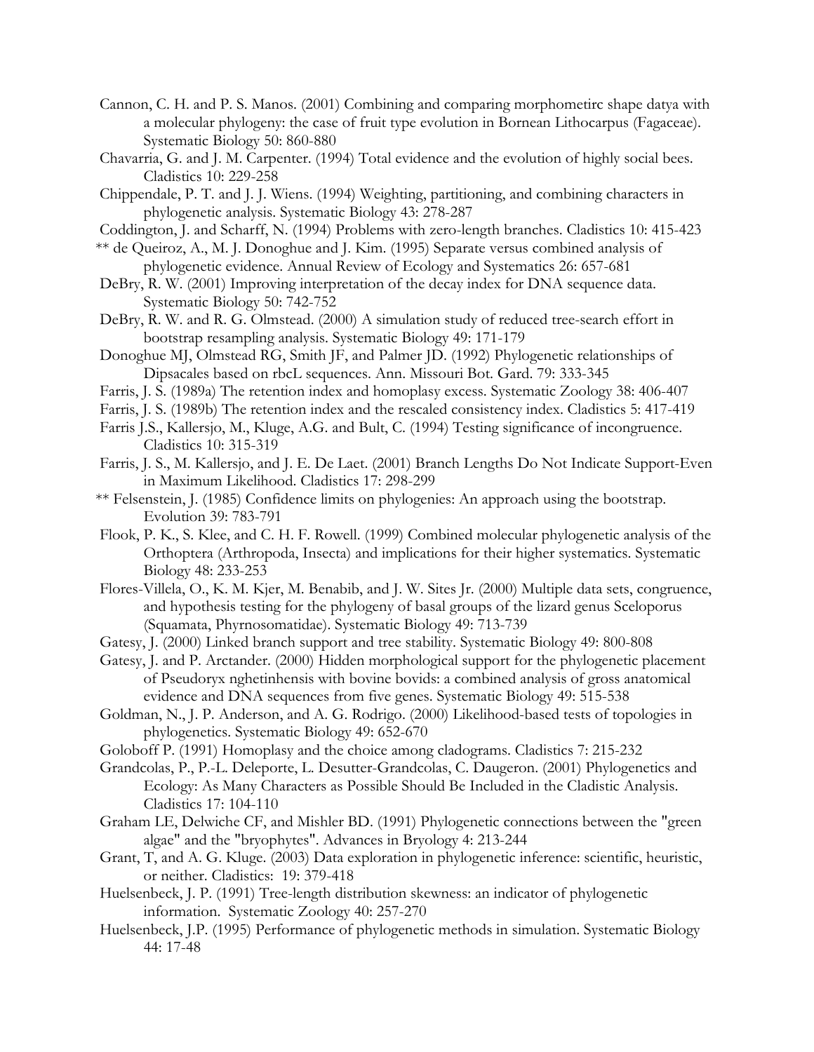Cannon, C. H. and P. S. Manos. (2001) Combining and comparing morphometirc shape datya with a molecular phylogeny: the case of fruit type evolution in Bornean Lithocarpus (Fagaceae). Systematic Biology 50: 860-880

Chavarria, G. and J. M. Carpenter. (1994) Total evidence and the evolution of highly social bees. Cladistics 10: 229-258

Chippendale, P. T. and J. J. Wiens. (1994) Weighting, partitioning, and combining characters in phylogenetic analysis. Systematic Biology 43: 278-287

Coddington, J. and Scharff, N. (1994) Problems with zero-length branches. Cladistics 10: 415-423

** de Queiroz, A., M. J. Donoghue and J. Kim. (1995) Separate versus combined analysis of phylogenetic evidence. Annual Review of Ecology and Systematics 26: 657-681

DeBry, R. W. (2001) Improving interpretation of the decay index for DNA sequence data. Systematic Biology 50: 742-752

DeBry, R. W. and R. G. Olmstead. (2000) A simulation study of reduced tree-search effort in bootstrap resampling analysis. Systematic Biology 49: 171-179

Donoghue MJ, Olmstead RG, Smith JF, and Palmer JD. (1992) Phylogenetic relationships of Dipsacales based on rbcL sequences. Ann. Missouri Bot. Gard. 79: 333-345

Farris, J. S. (1989a) The retention index and homoplasy excess. Systematic Zoology 38: 406-407

Farris, J. S. (1989b) The retention index and the rescaled consistency index. Cladistics 5: 417-419

Farris J.S., Kallersjo, M., Kluge, A.G. and Bult, C. (1994) Testing significance of incongruence. Cladistics 10: 315-319

Farris, J. S., M. Kallersjo, and J. E. De Laet. (2001) Branch Lengths Do Not Indicate Support-Even in Maximum Likelihood. Cladistics 17: 298-299

** Felsenstein, J. (1985) Confidence limits on phylogenies: An approach using the bootstrap. Evolution 39: 783-791

Flook, P. K., S. Klee, and C. H. F. Rowell. (1999) Combined molecular phylogenetic analysis of the Orthoptera (Arthropoda, Insecta) and implications for their higher systematics. Systematic Biology 48: 233-253

Flores-Villela, O., K. M. Kjer, M. Benabib, and J. W. Sites Jr. (2000) Multiple data sets, congruence, and hypothesis testing for the phylogeny of basal groups of the lizard genus Sceloporus (Squamata, Phrynosomatidae). Systematic Biology 49: 713-739

Gatesy, J. (2000) Linked branch support and tree stability. Systematic Biology 49: 800-808

Gatesy, J. and P. Arctander. (2000) Hidden morphological support for the phylogenetic placement of Pseudoryx nghetinhensis with bovine bovids: a combined analysis of gross anatomical evidence and DNA sequences from five genes. Systematic Biology 49: 515-538

Goldman, N., J. P. Anderson, and A. G. Rodrigo. (2000) Likelihood-based tests of topologies in phylogenetics. Systematic Biology 49: 652-670

Goloboff P. (1991) Homoplasy and the choice among cladograms. Cladistics 7: 215-232

Grandcolas, P., P.-L. Deleporte, L. Desutter-Grandcolas, C. Daugeron. (2001) Phylogenetics and Ecology: As Many Characters as Possible Should Be Included in the Cladistic Analysis. Cladistics 17: 104-110

Graham LE, Delwiche CF, and Mishler BD. (1991) Phylogenetic connections between the "green algae" and the "bryophytes". Advances in Bryology 4: 213-244

Grant, T, and A. G. Kluge. (2003) Data exploration in phylogenetic inference: scientific, heuristic, or neither. Cladistics: 19: 379-418

Huelsenbeck, J. P. (1991) Tree-length distribution skewness: an indicator of phylogenetic information. Systematic Zoology 40: 257-270

Huelsenbeck, J.P. (1995) Performance of phylogenetic methods in simulation. Systematic Biology 44: 17-48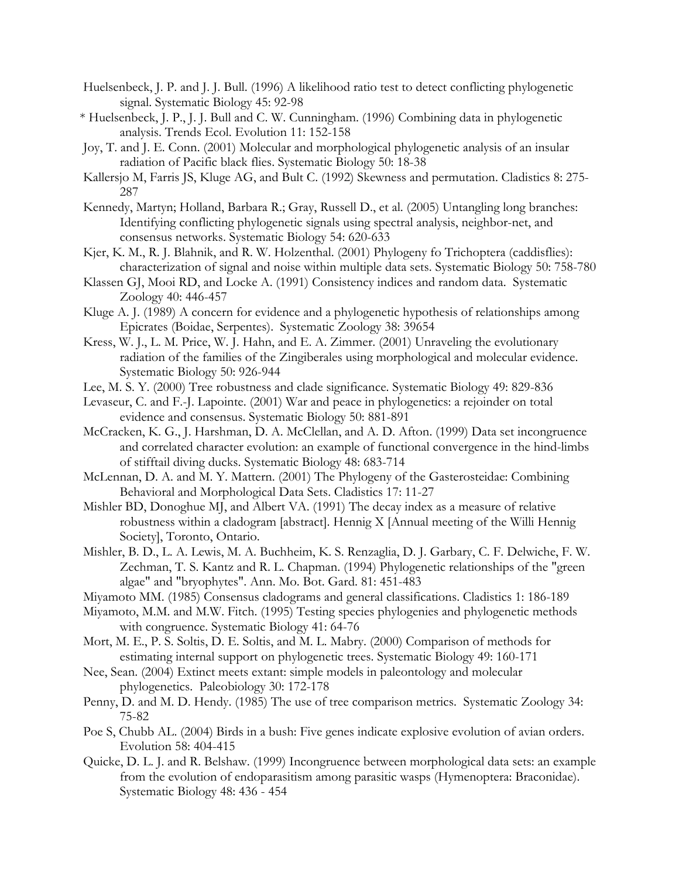Huelsenbeck, J. P. and J. J. Bull. (1996) A likelihood ratio test to detect conflicting phylogenetic signal. Systematic Biology 45: 92-98

* Huelsenbeck, J. P., J. J. Bull and C. W. Cunningham. (1996) Combining data in phylogenetic analysis. Trends Ecol. Evolution 11: 152-158

Joy, T. and J. E. Conn. (2001) Molecular and morphological phylogenetic analysis of an insular radiation of Pacific black flies. Systematic Biology 50: 18-38

Kallersjo M, Farris JS, Kluge AG, and Bult C. (1992) Skewness and permutation. Cladistics 8: 275-287

Kennedy, Martyn; Holland, Barbara R.; Gray, Russell D., et al. (2005) Untangling long branches: Identifying conflicting phylogenetic signals using spectral analysis, neighbor-net, and consensus networks. Systematic Biology 54: 620-633

Kjer, K. M., R. J. Blahnik, and R. W. Holzenthal. (2001) Phylogeny fo Trichoptera (caddisflies): characterization of signal and noise within multiple data sets. Systematic Biology 50: 758-780

Klassen GJ, Mooi RD, and Locke A. (1991) Consistency indices and random data. Systematic Zoology 40: 446-457

Kluge A. J. (1989) A concern for evidence and a phylogenetic hypothesis of relationships among Epicrates (Boidae, Serpentes). Systematic Zoology 38: 39654

Kress, W. J., L. M. Price, W. J. Hahn, and E. A. Zimmer. (2001) Unraveling the evolutionary radiation of the families of the Zingiberales using morphological and molecular evidence. Systematic Biology 50: 926-944

Lee, M. S. Y. (2000) Tree robustness and clade significance. Systematic Biology 49: 829-836

Levaseur, C. and F.-J. Lapointe. (2001) War and peace in phylogenetics: a rejoinder on total evidence and consensus. Systematic Biology 50: 881-891

McCracken, K. G., J. Harshman, D. A. McClellan, and A. D. Afton. (1999) Data set incongruence and correlated character evolution: an example of functional convergence in the hind-limbs of stifftail diving ducks. Systematic Biology 48: 683-714

McLennan, D. A. and M. Y. Mattern. (2001) The Phylogeny of the Gasterosteidae: Combining Behavioral and Morphological Data Sets. Cladistics 17: 11-27

Mishler BD, Donoghue MJ, and Albert VA. (1991) The decay index as a measure of relative robustness within a cladogram [abstract]. Hennig X [Annual meeting of the Willi Hennig Society], Toronto, Ontario.

Mishler, B. D., L. A. Lewis, M. A. Buchheim, K. S. Renzaglia, D. J. Garbary, C. F. Delwiche, F. W. Zechman, T. S. Kantz and R. L. Chapman. (1994) Phylogenetic relationships of the "green algae" and "bryophytes". Ann. Mo. Bot. Gard. 81: 451-483

Miyamoto MM. (1985) Consensus cladograms and general classifications. Cladistics 1: 186-189

Miyamoto, M.M. and M.W. Fitch. (1995) Testing species phylogenies and phylogenetic methods with congruence. Systematic Biology 41: 64-76

Mort, M. E., P. S. Soltis, D. E. Soltis, and M. L. Mabry. (2000) Comparison of methods for estimating internal support on phylogenetic trees. Systematic Biology 49: 160-171

Nee, Sean. (2004) Extinct meets extant: simple models in paleontology and molecular phylogenetics. Paleobiology 30: 172-178

Penny, D. and M. D. Hendy. (1985) The use of tree comparison metrics. Systematic Zoology 34: 75-82

Poe S, Chubb AL. (2004) Birds in a bush: Five genes indicate explosive evolution of avian orders. Evolution 58: 404-415

Quicke, D. L. J. and R. Belshaw. (1999) Incongruence between morphological data sets: an example from the evolution of endoparasitism among parasitic wasps (Hymenoptera: Braconidae). Systematic Biology 48: 436 - 454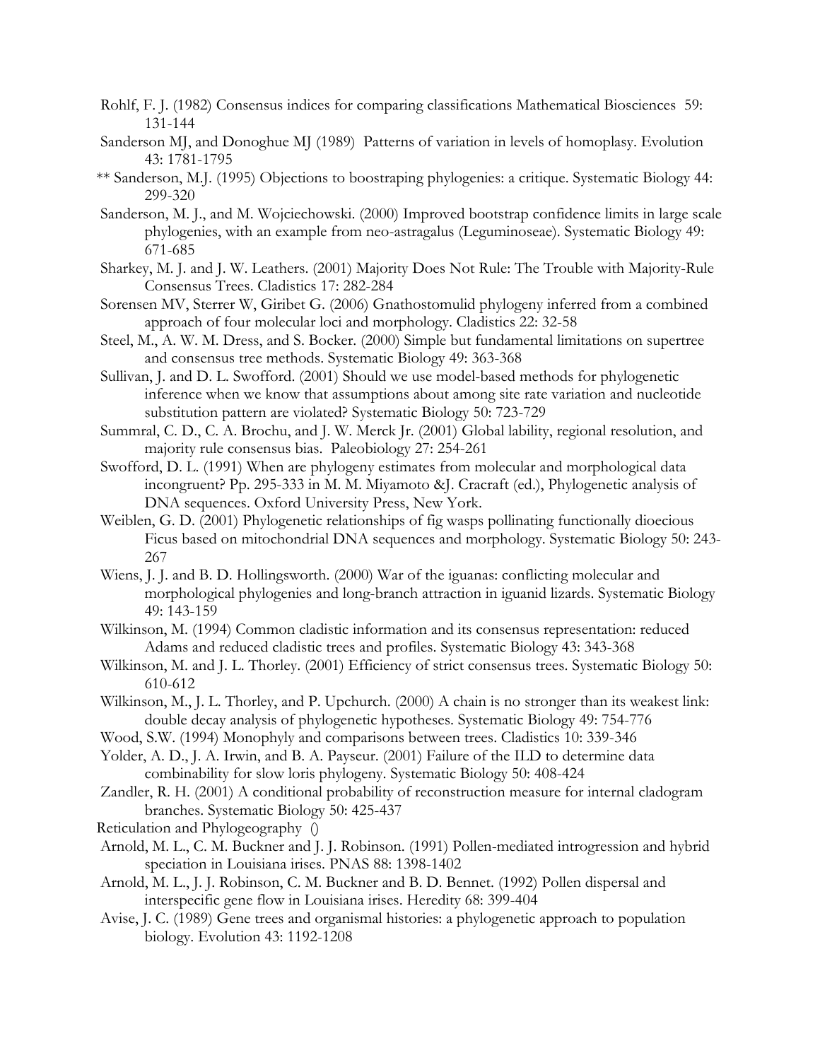Rohlf, F. J. (1982) Consensus indices for comparing classifications Mathematical Biosciences 59: 131-144

Sanderson MJ, and Donoghue MJ (1989) Patterns of variation in levels of homoplasy. Evolution 43: 1781-1795

** Sanderson, M.J. (1995) Objections to boostraping phylogenies: a critique. Systematic Biology 44: 299-320

Sanderson, M. J., and M. Wojciechowski. (2000) Improved bootstrap confidence limits in large scale phylogenies, with an example from neo-astragalus (Leguminoseae). Systematic Biology 49: 671-685

Sharkey, M. J. and J. W. Leathers. (2001) Majority Does Not Rule: The Trouble with Majority-Rule Consensus Trees. Cladistics 17: 282-284

Sorensen MV, Sterrer W, Giribet G. (2006) Gnathostomulid phylogeny inferred from a combined approach of four molecular loci and morphology. Cladistics 22: 32-58

Steel, M., A. W. M. Dress, and S. Bocker. (2000) Simple but fundamental limitations on supertree and consensus tree methods. Systematic Biology 49: 363-368

Sullivan, J. and D. L. Swofford. (2001) Should we use model-based methods for phylogenetic inference when we know that assumptions about among site rate variation and nucleotide substitution pattern are violated? Systematic Biology 50: 723-729

Summral, C. D., C. A. Brochu, and J. W. Merck Jr. (2001) Global lability, regional resolution, and majority rule consensus bias. Paleobiology 27: 254-261

Swofford, D. L. (1991) When are phylogeny estimates from molecular and morphological data incongruent? Pp. 295-333 in M. M. Miyamoto &J. Cracraft (ed.), Phylogenetic analysis of DNA sequences. Oxford University Press, New York.

Weiblen, G. D. (2001) Phylogenetic relationships of fig wasps pollinating functionally dioecious Ficus based on mitochondrial DNA sequences and morphology. Systematic Biology 50: 243-267

Wiens, J. J. and B. D. Hollingsworth. (2000) War of the iguanas: conflicting molecular and morphological phylogenies and long-branch attraction in iguanid lizards. Systematic Biology 49: 143-159

Wilkinson, M. (1994) Common cladistic information and its consensus representation: reduced Adams and reduced cladistic trees and profiles. Systematic Biology 43: 343-368

Wilkinson, M. and J. L. Thorley. (2001) Efficiency of strict consensus trees. Systematic Biology 50: 610-612

Wilkinson, M., J. L. Thorley, and P. Upchurch. (2000) A chain is no stronger than its weakest link: double decay analysis of phylogenetic hypotheses. Systematic Biology 49: 754-776

Wood, S.W. (1994) Monophyly and comparisons between trees. Cladistics 10: 339-346

Yolder, A. D., J. A. Irwin, and B. A. Payseur. (2001) Failure of the ILD to determine data combinability for slow loris phylogeny. Systematic Biology 50: 408-424

Zandler, R. H. (2001) A conditional probability of reconstruction measure for internal cladogram branches. Systematic Biology 50: 425-437

Reticulation and Phylogeography ()

Arnold, M. L., C. M. Buckner and J. J. Robinson. (1991) Pollen-mediated introgression and hybrid speciation in Louisiana irises. PNAS 88: 1398-1402

Arnold, M. L., J. J. Robinson, C. M. Buckner and B. D. Bennet. (1992) Pollen dispersal and interspecific gene flow in Louisiana irises. Heredity 68: 399-404

Avise, J. C. (1989) Gene trees and organismal histories: a phylogenetic approach to population biology. Evolution 43: 1192-1208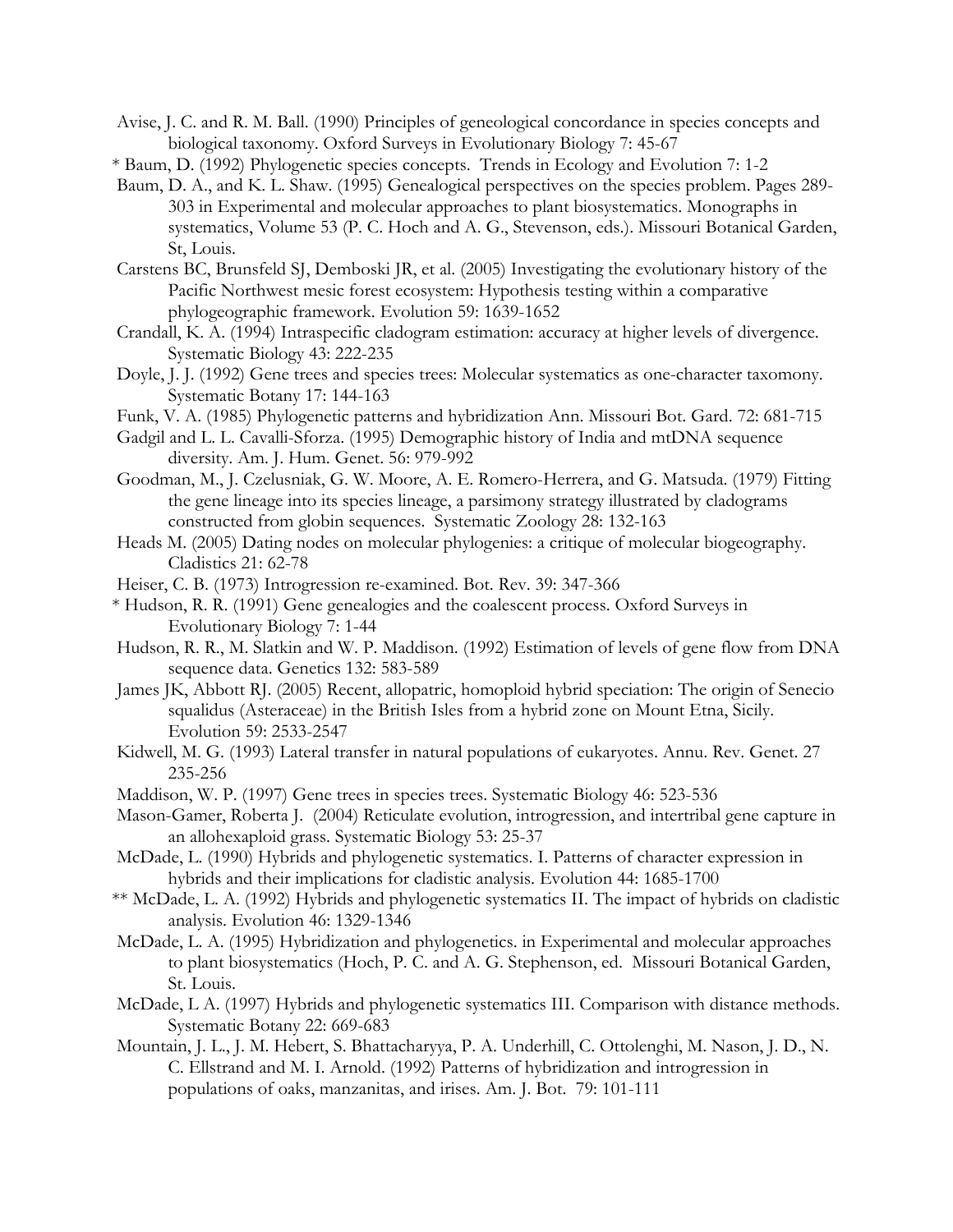Avise, J. C. and R. M. Ball. (1990) Principles of geneological concordance in species concepts and biological taxonomy. Oxford Surveys in Evolutionary Biology 7: 45-67

* Baum, D. (1992) Phylogenetic species concepts. Trends in Ecology and Evolution 7: 1-2

Baum, D. A., and K. L. Shaw. (1995) Genealogical perspectives on the species problem. Pages 289-303 in Experimental and molecular approaches to plant biosystematics. Monographs in systematics, Volume 53 (P. C. Hoch and A. G., Stevenson, eds.). Missouri Botanical Garden, St, Louis.

Carstens BC, Brunsfeld SJ, Demboski JR, et al. (2005) Investigating the evolutionary history of the Pacific Northwest mesic forest ecosystem: Hypothesis testing within a comparative phylogeographic framework. Evolution 59: 1639-1652

Crandall, K. A. (1994) Intraspecific cladogram estimation: accuracy at higher levels of divergence. Systematic Biology 43: 222-235

Doyle, J. J. (1992) Gene trees and species trees: Molecular systematics as one-character taxomony. Systematic Botany 17: 144-163

Funk, V. A. (1985) Phylogenetic patterns and hybridization Ann. Missouri Bot. Gard. 72: 681-715

Gadgil and L. L. Cavalli-Sforza. (1995) Demographic history of India and mtDNA sequence diversity. Am. J. Hum. Genet. 56: 979-992

Goodman, M., J. Czelusniak, G. W. Moore, A. E. Romero-Herrera, and G. Matsuda. (1979) Fitting the gene lineage into its species lineage, a parsimony strategy illustrated by cladograms constructed from globin sequences. Systematic Zoology 28: 132-163

Heads M. (2005) Dating nodes on molecular phylogenies: a critique of molecular biogeography. Cladistics 21: 62-78

Heiser, C. B. (1973) Introgression re-examined. Bot. Rev. 39: 347-366

* Hudson, R. R. (1991) Gene genealogies and the coalescent process. Oxford Surveys in Evolutionary Biology 7: 1-44

Hudson, R. R., M. Slatkin and W. P. Maddison. (1992) Estimation of levels of gene flow from DNA sequence data. Genetics 132: 583-589

James JK, Abbott RJ. (2005) Recent, allopatric, homoploid hybrid speciation: The origin of Senecio squalidus (Asteraceae) in the British Isles from a hybrid zone on Mount Etna, Sicily. Evolution 59: 2533-2547

Kidwell, M. G. (1993) Lateral transfer in natural populations of eukaryotes. Annu. Rev. Genet. 27 235-256

Maddison, W. P. (1997) Gene trees in species trees. Systematic Biology 46: 523-536

Mason-Gamer, Roberta J. (2004) Reticulate evolution, introgression, and intertribal gene capture in an allohexaploid grass. Systematic Biology 53: 25-37

McDade, L. (1990) Hybrids and phylogenetic systematics. I. Patterns of character expression in hybrids and their implications for cladistic analysis. Evolution 44: 1685-1700

** McDade, L. A. (1992) Hybrids and phylogenetic systematics II. The impact of hybrids on cladistic analysis. Evolution 46: 1329-1346

McDade, L. A. (1995) Hybridization and phylogenetics. in Experimental and molecular approaches to plant biosystematics (Hoch, P. C. and A. G. Stephenson, ed. Missouri Botanical Garden, St. Louis.

McDade, L A. (1997) Hybrids and phylogenetic systematics III. Comparison with distance methods. Systematic Botany 22: 669-683

Mountain, J. L., J. M. Hebert, S. Bhattacharyya, P. A. Underhill, C. Ottolenghi, M. Nason, J. D., N. C. Ellstrand and M. I. Arnold. (1992) Patterns of hybridization and introgression in populations of oaks, manzanitas, and irises. Am. J. Bot. 79: 101-111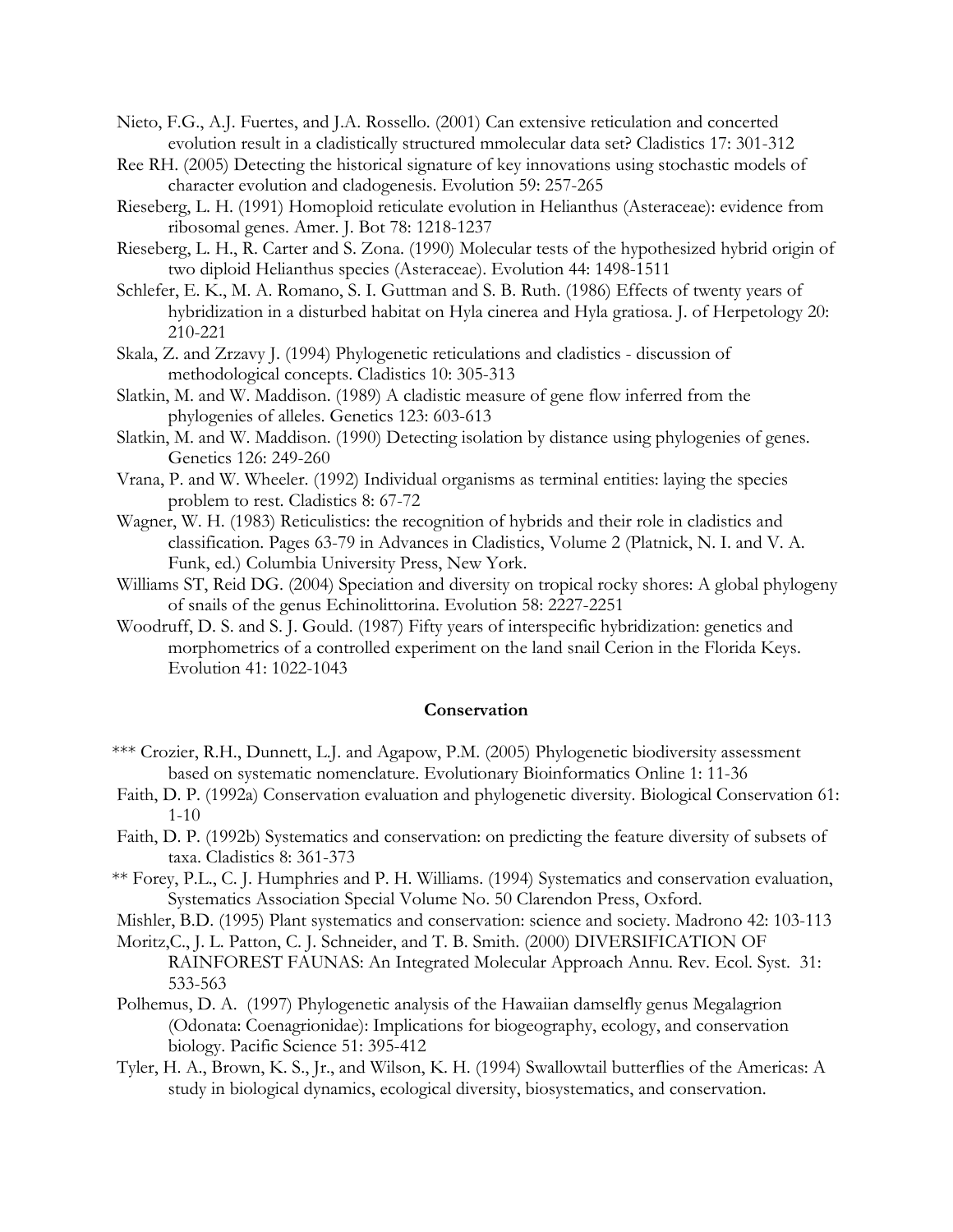Nieto, F.G., A.J. Fuertes, and J.A. Rossello. (2001) Can extensive reticulation and concerted evolution result in a cladistically structured mmolecular data set? Cladistics 17: 301-312

Ree RH. (2005) Detecting the historical signature of key innovations using stochastic models of character evolution and cladogenesis. Evolution 59: 257-265

Rieseberg, L. H. (1991) Homoploid reticulate evolution in Helianthus (Asteraceae): evidence from ribosomal genes. Amer. J. Bot 78: 1218-1237

Rieseberg, L. H., R. Carter and S. Zona. (1990) Molecular tests of the hypothesized hybrid origin of two diploid Helianthus species (Asteraceae). Evolution 44: 1498-1511

Schlefer, E. K., M. A. Romano, S. I. Guttman and S. B. Ruth. (1986) Effects of twenty years of hybridization in a disturbed habitat on Hyla cinerea and Hyla gratiosa. J. of Herpetology 20: 210-221

Skala, Z. and Zrzavy J. (1994) Phylogenetic reticulations and cladistics - discussion of methodological concepts. Cladistics 10: 305-313

Slatkin, M. and W. Maddison. (1989) A cladistic measure of gene flow inferred from the phylogenies of alleles. Genetics 123: 603-613

Slatkin, M. and W. Maddison. (1990) Detecting isolation by distance using phylogenies of genes. Genetics 126: 249-260

Vrana, P. and W. Wheeler. (1992) Individual organisms as terminal entities: laying the species problem to rest. Cladistics 8: 67-72

Wagner, W. H. (1983) Reticulistics: the recognition of hybrids and their role in cladistics and classification. Pages 63-79 in Advances in Cladistics, Volume 2 (Platnick, N. I. and V. A. Funk, ed.) Columbia University Press, New York.

Williams ST, Reid DG. (2004) Speciation and diversity on tropical rocky shores: A global phylogeny of snails of the genus Echinolittorina. Evolution 58: 2227-2251

Woodruff, D. S. and S. J. Gould. (1987) Fifty years of interspecific hybridization: genetics and morphometrics of a controlled experiment on the land snail Cerion in the Florida Keys. Evolution 41: 1022-1043

## Conservation

*** Crozier, R.H., Dunnett, L.J. and Agapow, P.M. (2005) Phylogenetic biodiversity assessment based on systematic nomenclature. Evolutionary Bioinformatics Online 1: 11-36

Faith, D. P. (1992a) Conservation evaluation and phylogenetic diversity. Biological Conservation 61: 1-10

Faith, D. P. (1992b) Systematics and conservation: on predicting the feature diversity of subsets of taxa. Cladistics 8: 361-373

** Forey, P.L., C. J. Humphries and P. H. Williams. (1994) Systematics and conservation evaluation, Systematics Association Special Volume No. 50 Clarendon Press, Oxford.

Mishler, B.D. (1995) Plant systematics and conservation: science and society. Madrono 42: 103-113

Moritz,C., J. L. Patton, C. J. Schneider, and T. B. Smith. (2000) DIVERSIFICATION OF RAINFOREST FAUNAS: An Integrated Molecular Approach Annu. Rev. Ecol. Syst. 31: 533-563

Polhemus, D. A. (1997) Phylogenetic analysis of the Hawaiian damselfly genus Megalagrion (Odonata: Coenagrionidae): Implications for biogeography, ecology, and conservation biology. Pacific Science 51: 395-412

Tyler, H. A., Brown, K. S., Jr., and Wilson, K. H. (1994) Swallowtail butterflies of the Americas: A study in biological dynamics, ecological diversity, biosystematics, and conservation.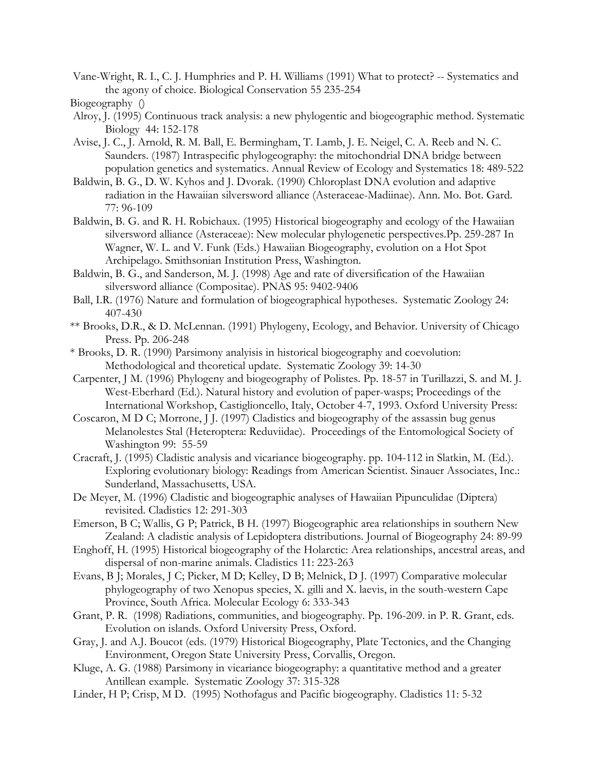Vane-Wright, R. I., C. J. Humphries and P. H. Williams (1991) What to protect? -- Systematics and the agony of choice. Biological Conservation 55 235-254

Biogeography ()

Alroy, J. (1995) Continuous track analysis: a new phylogentic and biogeographic method. Systematic Biology 44: 152-178

Avise, J. C., J. Arnold, R. M. Ball, E. Bermingham, T. Lamb, J. E. Neigel, C. A. Reeb and N. C. Saunders. (1987) Intraspecific phylogeography: the mitochondrial DNA bridge between population genetics and systematics. Annual Review of Ecology and Systematics 18: 489-522

Baldwin, B. G., D. W. Kyhos and J. Dvorak. (1990) Chloroplast DNA evolution and adaptive radiation in the Hawaiian silversword alliance (Asteraceae-Madiinae). Ann. Mo. Bot. Gard. 77: 96-109

Baldwin, B. G. and R. H. Robichaux. (1995) Historical biogeography and ecology of the Hawaiian silversword alliance (Asteraceae): New molecular phylogenetic perspectives.Pp. 259-287 In Wagner, W. L. and V. Funk (Eds.) Hawaiian Biogeography, evolution on a Hot Spot Archipelago. Smithsonian Institution Press, Washington.

Baldwin, B. G., and Sanderson, M. J. (1998) Age and rate of diversification of the Hawaiian silversword alliance (Compositae). PNAS 95: 9402-9406

Ball, I.R. (1976) Nature and formulation of biogeographical hypotheses. Systematic Zoology 24: 407-430

** Brooks, D.R., & D. McLennan. (1991) Phylogeny, Ecology, and Behavior. University of Chicago Press. Pp. 206-248

* Brooks, D. R. (1990) Parsimony analyisis in historical biogeography and coevolution: Methodological and theoretical update. Systematic Zoology 39: 14-30

Carpenter, J M. (1996) Phylogeny and biogeography of Polistes. Pp. 18-57 in Turillazzi, S. and M. J. West-Eberhard (Ed.). Natural history and evolution of paper-wasps; Proceedings of the International Workshop, Castiglioncello, Italy, October 4-7, 1993. Oxford University Press:

Coscaron, M D C; Morrone, J J. (1997) Cladistics and biogeography of the assassin bug genus Melanolestes Stal (Heteroptera: Reduviidae). Proceedings of the Entomological Society of Washington 99: 55-59

Cracraft, J. (1995) Cladistic analysis and vicariance biogeography. pp. 104-112 in Slatkin, M. (Ed.). Exploring evolutionary biology: Readings from American Scientist. Sinauer Associates, Inc.: Sunderland, Massachusetts, USA.

De Meyer, M. (1996) Cladistic and biogeographic analyses of Hawaiian Pipunculidae (Diptera) revisited. Cladistics 12: 291-303

Emerson, B C; Wallis, G P; Patrick, B H. (1997) Biogeographic area relationships in southern New Zealand: A cladistic analysis of Lepidoptera distributions. Journal of Biogeography 24: 89-99

Enghoff, H. (1995) Historical biogeography of the Holarctic: Area relationships, ancestral areas, and dispersal of non-marine animals. Cladistics 11: 223-263

Evans, B J; Morales, J C; Picker, M D; Kelley, D B; Melnick, D J. (1997) Comparative molecular phylogeography of two Xenopus species, X. gilli and X. laevis, in the south-western Cape Province, South Africa. Molecular Ecology 6: 333-343

Grant, P. R. (1998) Radiations, communities, and biogeography. Pp. 196-209. in P. R. Grant, eds. Evolution on islands. Oxford University Press, Oxford.

Gray, J. and A.J. Boucot (eds. (1979) Historical Biogeography, Plate Tectonics, and the Changing Environment, Oregon State University Press, Corvallis, Oregon.

Kluge, A. G. (1988) Parsimony in vicariance biogeography: a quantitative method and a greater Antillean example. Systematic Zoology 37: 315-328

Linder, H P; Crisp, M D. (1995) Nothofagus and Pacific biogeography. Cladistics 11: 5-32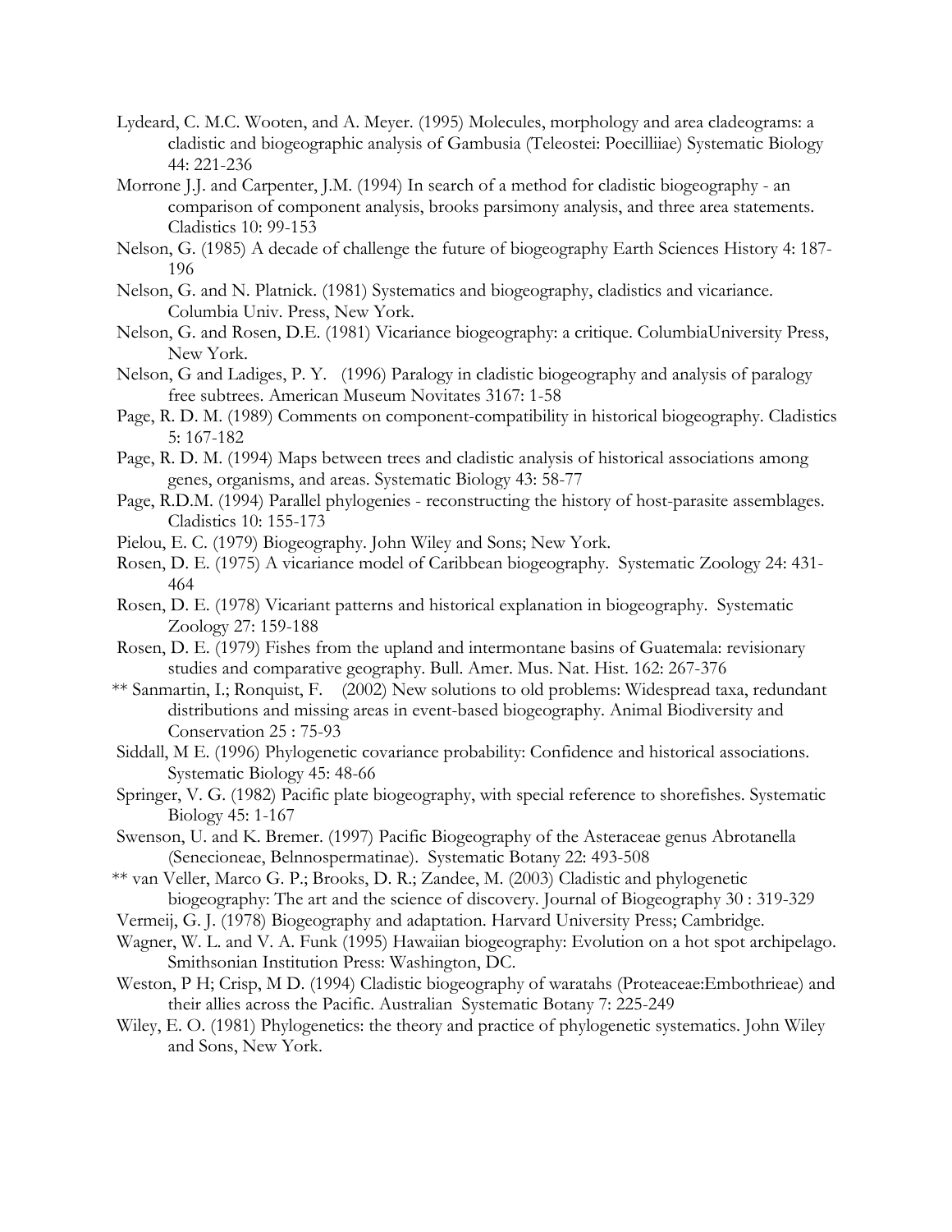Lydeard, C. M.C. Wooten, and A. Meyer. (1995) Molecules, morphology and area cladeograms: a cladistic and biogeographic analysis of Gambusia (Teleostei: Poecilliiae) Systematic Biology 44: 221-236

Morrone J.J. and Carpenter, J.M. (1994) In search of a method for cladistic biogeography - an comparison of component analysis, brooks parsimony analysis, and three area statements. Cladistics 10: 99-153

Nelson, G. (1985) A decade of challenge the future of biogeography Earth Sciences History 4: 187-196

Nelson, G. and N. Platnick. (1981) Systematics and biogeography, cladistics and vicariance. Columbia Univ. Press, New York.

Nelson, G. and Rosen, D.E. (1981) Vicariance biogeography: a critique. ColumbiaUniversity Press, New York.

Nelson, G and Ladiges, P. Y. (1996) Paralogy in cladistic biogeography and analysis of paralogy free subtrees. American Museum Novitates 3167: 1-58

Page, R. D. M. (1989) Comments on component-compatibility in historical biogeography. Cladistics 5: 167-182

Page, R. D. M. (1994) Maps between trees and cladistic analysis of historical associations among genes, organisms, and areas. Systematic Biology 43: 58-77

Page, R.D.M. (1994) Parallel phylogenies - reconstructing the history of host-parasite assemblages. Cladistics 10: 155-173

Pielou, E. C. (1979) Biogeography. John Wiley and Sons; New York.

Rosen, D. E. (1975) A vicariance model of Caribbean biogeography. Systematic Zoology 24: 431-464

Rosen, D. E. (1978) Vicariant patterns and historical explanation in biogeography. Systematic Zoology 27: 159-188

Rosen, D. E. (1979) Fishes from the upland and intermontane basins of Guatemala: revisionary studies and comparative geography. Bull. Amer. Mus. Nat. Hist. 162: 267-376

** Sanmartin, I.; Ronquist, F. (2002) New solutions to old problems: Widespread taxa, redundant distributions and missing areas in event-based biogeography. Animal Biodiversity and Conservation 25 : 75-93

Siddall, M E. (1996) Phylogenetic covariance probability: Confidence and historical associations. Systematic Biology 45: 48-66

Springer, V. G. (1982) Pacific plate biogeography, with special reference to shorefishes. Systematic Biology 45: 1-167

Swenson, U. and K. Bremer. (1997) Pacific Biogeography of the Asteraceae genus Abrotanella (Senecioneae, Belnnospermatinae). Systematic Botany 22: 493-508

** van Veller, Marco G. P.; Brooks, D. R.; Zandee, M. (2003) Cladistic and phylogenetic biogeography: The art and the science of discovery. Journal of Biogeography 30 : 319-329

Vermeij, G. J. (1978) Biogeography and adaptation. Harvard University Press; Cambridge.

Wagner, W. L. and V. A. Funk (1995) Hawaiian biogeography: Evolution on a hot spot archipelago. Smithsonian Institution Press: Washington, DC.

Weston, P H; Crisp, M D. (1994) Cladistic biogeography of waratahs (Proteaceae:Embothrieae) and their allies across the Pacific. Australian Systematic Botany 7: 225-249

Wiley, E. O. (1981) Phylogenetics: the theory and practice of phylogenetic systematics. John Wiley and Sons, New York.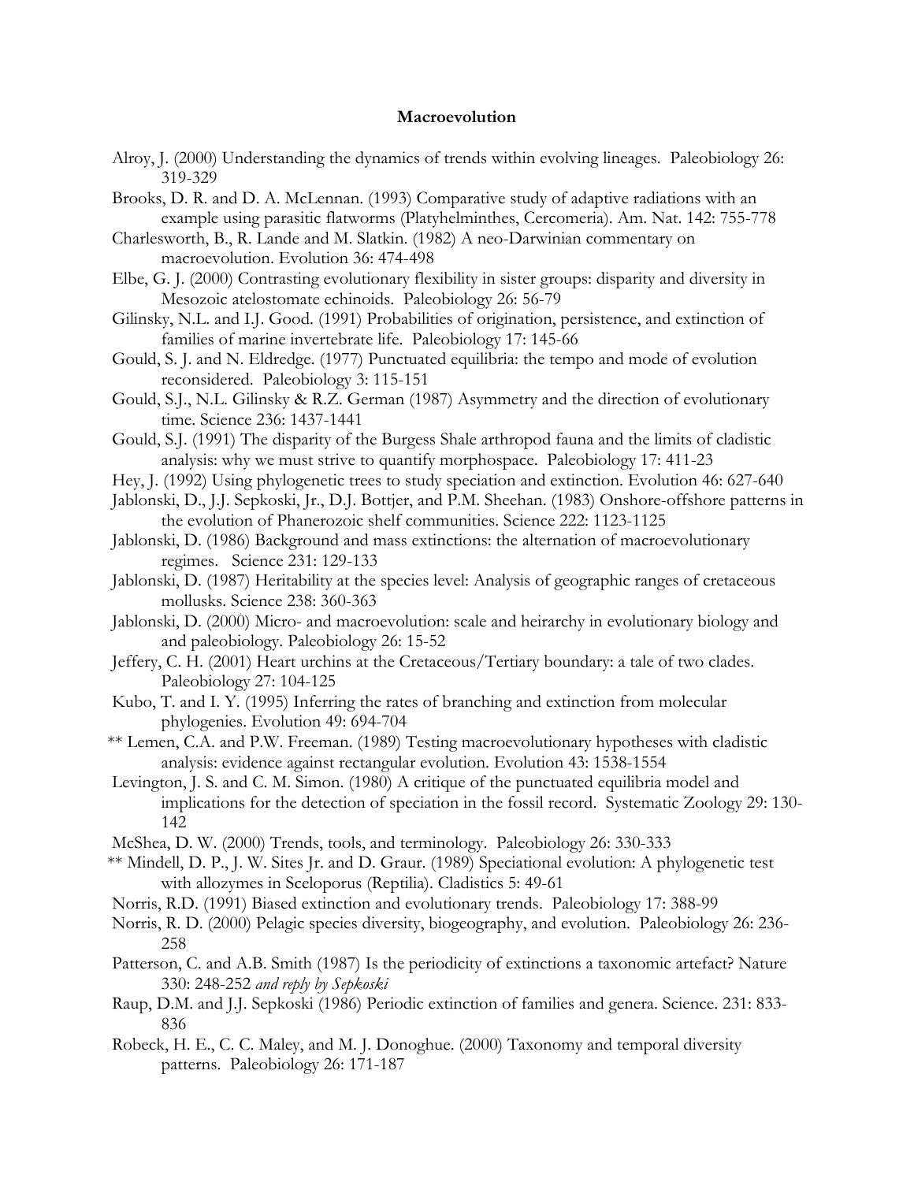**Macroevolution**

Alroy, J. (2000) Understanding the dynamics of trends within evolving lineages. Paleobiology 26: 319-329

Brooks, D. R. and D. A. McLennan. (1993) Comparative study of adaptive radiations with an example using parasitic flatworms (Platyhelminthes, Cercomeria). Am. Nat. 142: 755-778

Charlesworth, B., R. Lande and M. Slatkin. (1982) A neo-Darwinian commentary on macroevolution. Evolution 36: 474-498

Elbe, G. J. (2000) Contrasting evolutionary flexibility in sister groups: disparity and diversity in Mesozoic atelostomate echinoids. Paleobiology 26: 56-79

Gilinsky, N.L. and I.J. Good. (1991) Probabilities of origination, persistence, and extinction of families of marine invertebrate life. Paleobiology 17: 145-66

Gould, S. J. and N. Eldredge. (1977) Punctuated equilibria: the tempo and mode of evolution reconsidered. Paleobiology 3: 115-151

Gould, S.J., N.L. Gilinsky & R.Z. German (1987) Asymmetry and the direction of evolutionary time. Science 236: 1437-1441

Gould, S.J. (1991) The disparity of the Burgess Shale arthropod fauna and the limits of cladistic analysis: why we must strive to quantify morphospace. Paleobiology 17: 411-23

Hey, J. (1992) Using phylogenetic trees to study speciation and extinction. Evolution 46: 627-640

Jablonski, D., J.J. Sepkoski, Jr., D.J. Bottjer, and P.M. Sheehan. (1983) Onshore-offshore patterns in the evolution of Phanerozoic shelf communities. Science 222: 1123-1125

Jablonski, D. (1986) Background and mass extinctions: the alternation of macroevolutionary regimes. Science 231: 129-133

Jablonski, D. (1987) Heritability at the species level: Analysis of geographic ranges of cretaceous mollusks. Science 238: 360-363

Jablonski, D. (2000) Micro- and macroevolution: scale and heirarchy in evolutionary biology and and paleobiology. Paleobiology 26: 15-52

Jeffery, C. H. (2001) Heart urchins at the Cretaceous/Tertiary boundary: a tale of two clades. Paleobiology 27: 104-125

Kubo, T. and I. Y. (1995) Inferring the rates of branching and extinction from molecular phylogenies. Evolution 49: 694-704

** Lemen, C.A. and P.W. Freeman. (1989) Testing macroevolutionary hypotheses with cladistic analysis: evidence against rectangular evolution. Evolution 43: 1538-1554

Levington, J. S. and C. M. Simon. (1980) A critique of the punctuated equilibria model and implications for the detection of speciation in the fossil record. Systematic Zoology 29: 130-142

McShea, D. W. (2000) Trends, tools, and terminology. Paleobiology 26: 330-333

** Mindell, D. P., J. W. Sites Jr. and D. Graur. (1989) Speciational evolution: A phylogenetic test with allozymes in Sceloporus (Reptilia). Cladistics 5: 49-61

Norris, R.D. (1991) Biased extinction and evolutionary trends. Paleobiology 17: 388-99

Norris, R. D. (2000) Pelagic species diversity, biogeography, and evolution. Paleobiology 26: 236-258

Patterson, C. and A.B. Smith (1987) Is the periodicity of extinctions a taxonomic artefact? Nature 330: 248-252 *and reply by Sepkoski*

Raup, D.M. and J.J. Sepkoski (1986) Periodic extinction of families and genera. Science. 231: 833-836

Robeck, H. E., C. C. Maley, and M. J. Donoghue. (2000) Taxonomy and temporal diversity patterns. Paleobiology 26: 171-187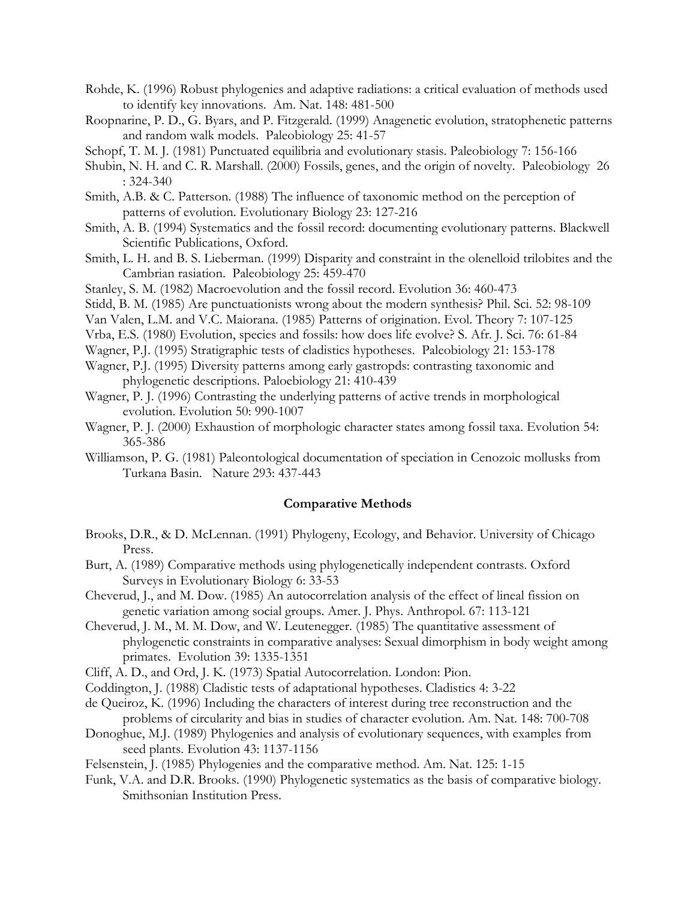Rohde, K. (1996) Robust phylogenies and adaptive radiations: a critical evaluation of methods used to identify key innovations. Am. Nat. 148: 481-500

Roopnarine, P. D., G. Byars, and P. Fitzgerald. (1999) Anagenetic evolution, stratophenetic patterns and random walk models. Paleobiology 25: 41-57

Schopf, T. M. J. (1981) Punctuated equilibria and evolutionary stasis. Paleobiology 7: 156-166

Shubin, N. H. and C. R. Marshall. (2000) Fossils, genes, and the origin of novelty. Paleobiology 26 : 324-340

Smith, A.B. & C. Patterson. (1988) The influence of taxonomic method on the perception of patterns of evolution. Evolutionary Biology 23: 127-216

Smith, A. B. (1994) Systematics and the fossil record: documenting evolutionary patterns. Blackwell Scientific Publications, Oxford.

Smith, L. H. and B. S. Lieberman. (1999) Disparity and constraint in the olenelloid trilobites and the Cambrian rasiation. Paleobiology 25: 459-470

Stanley, S. M. (1982) Macroevolution and the fossil record. Evolution 36: 460-473

Stidd, B. M. (1985) Are punctuationists wrong about the modern synthesis? Phil. Sci. 52: 98-109

Van Valen, L.M. and V.C. Maiorana. (1985) Patterns of origination. Evol. Theory 7: 107-125

Vrba, E.S. (1980) Evolution, species and fossils: how does life evolve? S. Afr. J. Sci. 76: 61-84

Wagner, P.J. (1995) Stratigraphic tests of cladistics hypotheses. Paleobiology 21: 153-178

Wagner, P.J. (1995) Diversity patterns among early gastropds: contrasting taxonomic and phylogenetic descriptions. Paloebiology 21: 410-439

Wagner, P. J. (1996) Contrasting the underlying patterns of active trends in morphological evolution. Evolution 50: 990-1007

Wagner, P. J. (2000) Exhaustion of morphologic character states among fossil taxa. Evolution 54: 365-386

Williamson, P. G. (1981) Paleontological documentation of speciation in Cenozoic mollusks from Turkana Basin. Nature 293: 437-443

## Comparative Methods

Brooks, D.R., & D. McLennan. (1991) Phylogeny, Ecology, and Behavior. University of Chicago Press.

Burt, A. (1989) Comparative methods using phylogenetically independent contrasts. Oxford Surveys in Evolutionary Biology 6: 33-53

Cheverud, J., and M. Dow. (1985) An autocorrelation analysis of the effect of lineal fission on genetic variation among social groups. Amer. J. Phys. Anthropol. 67: 113-121

Cheverud, J. M., M. M. Dow, and W. Leutenegger. (1985) The quantitative assessment of phylogenetic constraints in comparative analyses: Sexual dimorphism in body weight among primates. Evolution 39: 1335-1351

Cliff, A. D., and Ord, J. K. (1973) Spatial Autocorrelation. London: Pion.

Coddington, J. (1988) Cladistic tests of adaptational hypotheses. Cladistics 4: 3-22

de Queiroz, K. (1996) Including the characters of interest during tree reconstruction and the problems of circularity and bias in studies of character evolution. Am. Nat. 148: 700-708

Donoghue, M.J. (1989) Phylogenies and analysis of evolutionary sequences, with examples from seed plants. Evolution 43: 1137-1156

Felsenstein, J. (1985) Phylogenies and the comparative method. Am. Nat. 125: 1-15

Funk, V.A. and D.R. Brooks. (1990) Phylogenetic systematics as the basis of comparative biology. Smithsonian Institution Press.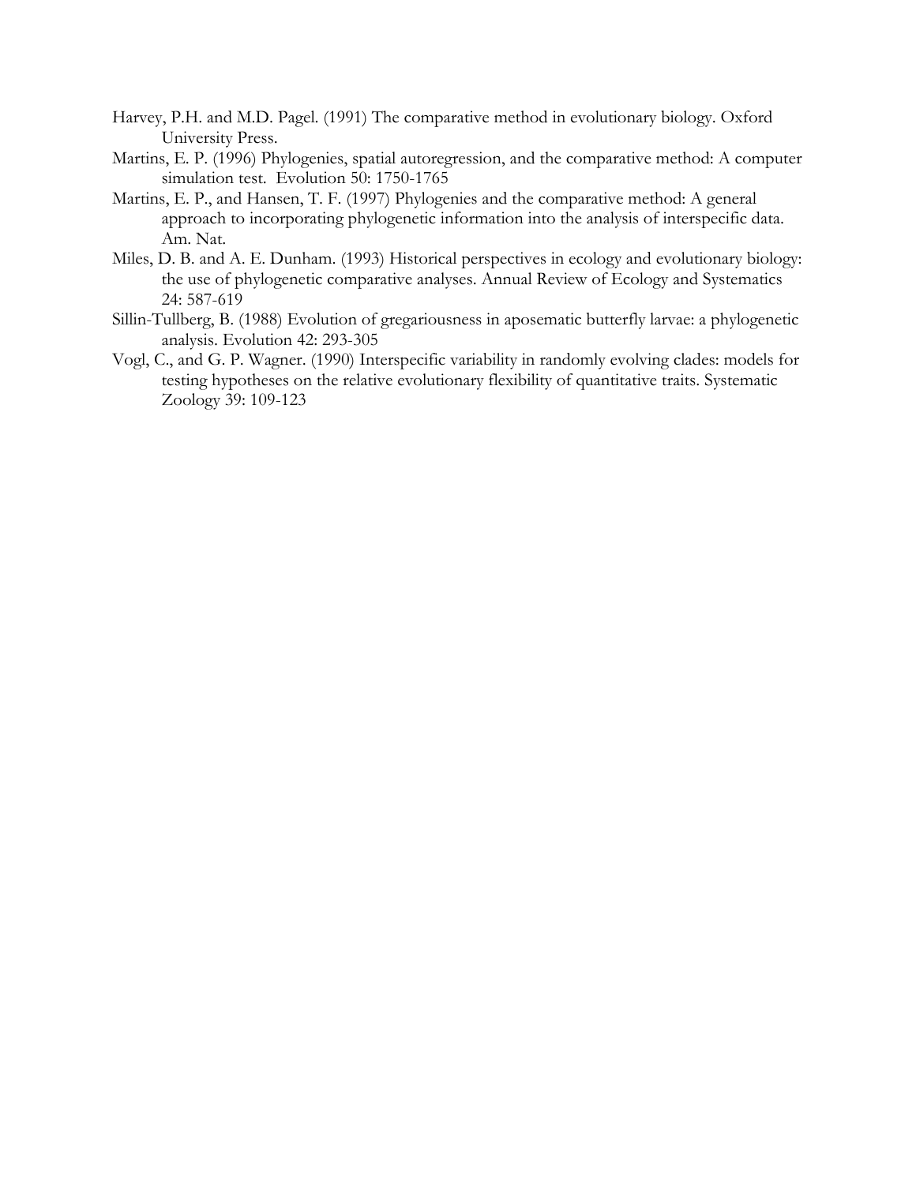Harvey, P.H. and M.D. Pagel. (1991) The comparative method in evolutionary biology. Oxford University Press.

Martins, E. P. (1996) Phylogenies, spatial autoregression, and the comparative method: A computer simulation test. Evolution 50: 1750-1765

Martins, E. P., and Hansen, T. F. (1997) Phylogenies and the comparative method: A general approach to incorporating phylogenetic information into the analysis of interspecific data. Am. Nat.

Miles, D. B. and A. E. Dunham. (1993) Historical perspectives in ecology and evolutionary biology: the use of phylogenetic comparative analyses. Annual Review of Ecology and Systematics 24: 587-619

Sillin-Tullberg, B. (1988) Evolution of gregariousness in aposematic butterfly larvae: a phylogenetic analysis. Evolution 42: 293-305

Vogl, C., and G. P. Wagner. (1990) Interspecific variability in randomly evolving clades: models for testing hypotheses on the relative evolutionary flexibility of quantitative traits. Systematic Zoology 39: 109-123